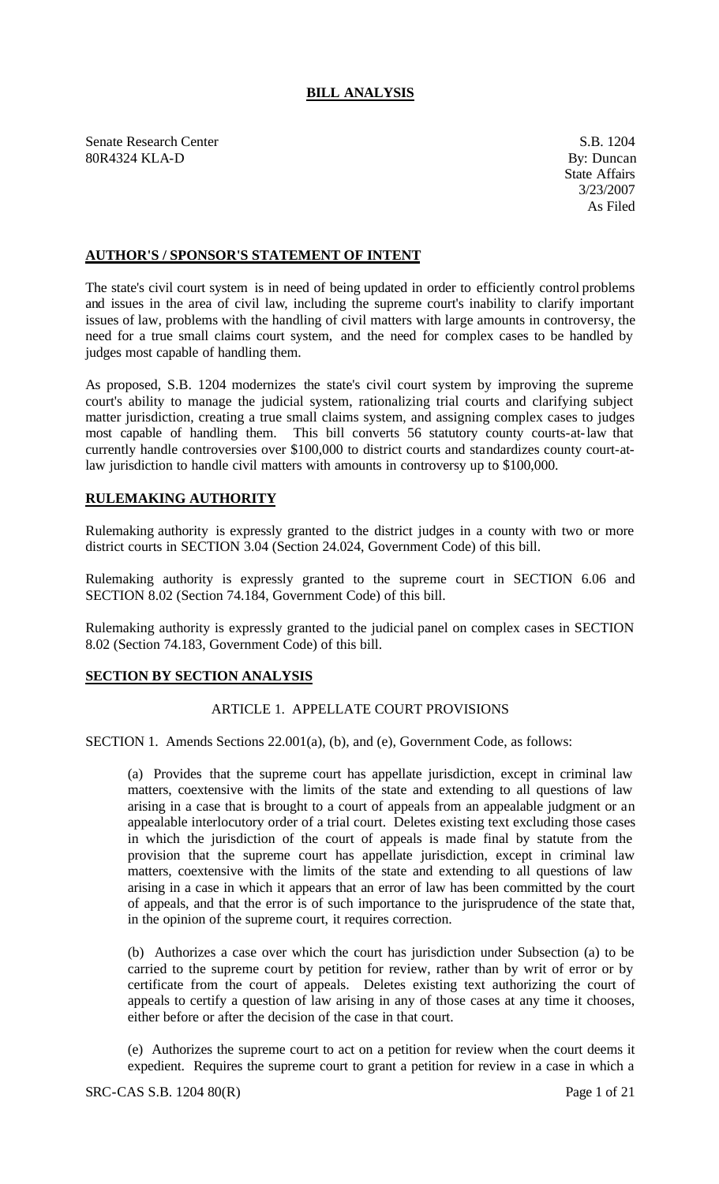# BILL ANALYSIS

Senate Research Center
80R4324 KLA-D

S.B. 1204
By: Duncan
State Affairs
3/23/2007
As Filed

## AUTHOR'S / SPONSOR'S STATEMENT OF INTENT

The state's civil court system is in need of being updated in order to efficiently control problems and issues in the area of civil law, including the supreme court's inability to clarify important issues of law, problems with the handling of civil matters with large amounts in controversy, the need for a true small claims court system, and the need for complex cases to be handled by judges most capable of handling them.

As proposed, S.B. 1204 modernizes the state's civil court system by improving the supreme court's ability to manage the judicial system, rationalizing trial courts and clarifying subject matter jurisdiction, creating a true small claims system, and assigning complex cases to judges most capable of handling them. This bill converts 56 statutory county courts-at-law that currently handle controversies over $100,000 to district courts and standardizes county court-at-law jurisdiction to handle civil matters with amounts in controversy up to $100,000.

## RULEMAKING AUTHORITY

Rulemaking authority is expressly granted to the district judges in a county with two or more district courts in SECTION 3.04 (Section 24.024, Government Code) of this bill.

Rulemaking authority is expressly granted to the supreme court in SECTION 6.06 and SECTION 8.02 (Section 74.184, Government Code) of this bill.

Rulemaking authority is expressly granted to the judicial panel on complex cases in SECTION 8.02 (Section 74.183, Government Code) of this bill.

## SECTION BY SECTION ANALYSIS

ARTICLE 1. APPELLATE COURT PROVISIONS

SECTION 1. Amends Sections 22.001(a), (b), and (e), Government Code, as follows:

(a) Provides that the supreme court has appellate jurisdiction, except in criminal law matters, coextensive with the limits of the state and extending to all questions of law arising in a case that is brought to a court of appeals from an appealable judgment or an appealable interlocutory order of a trial court. Deletes existing text excluding those cases in which the jurisdiction of the court of appeals is made final by statute from the provision that the supreme court has appellate jurisdiction, except in criminal law matters, coextensive with the limits of the state and extending to all questions of law arising in a case in which it appears that an error of law has been committed by the court of appeals, and that the error is of such importance to the jurisprudence of the state that, in the opinion of the supreme court, it requires correction.

(b) Authorizes a case over which the court has jurisdiction under Subsection (a) to be carried to the supreme court by petition for review, rather than by writ of error or by certificate from the court of appeals. Deletes existing text authorizing the court of appeals to certify a question of law arising in any of those cases at any time it chooses, either before or after the decision of the case in that court.

(e) Authorizes the supreme court to act on a petition for review when the court deems it expedient. Requires the supreme court to grant a petition for review in a case in which a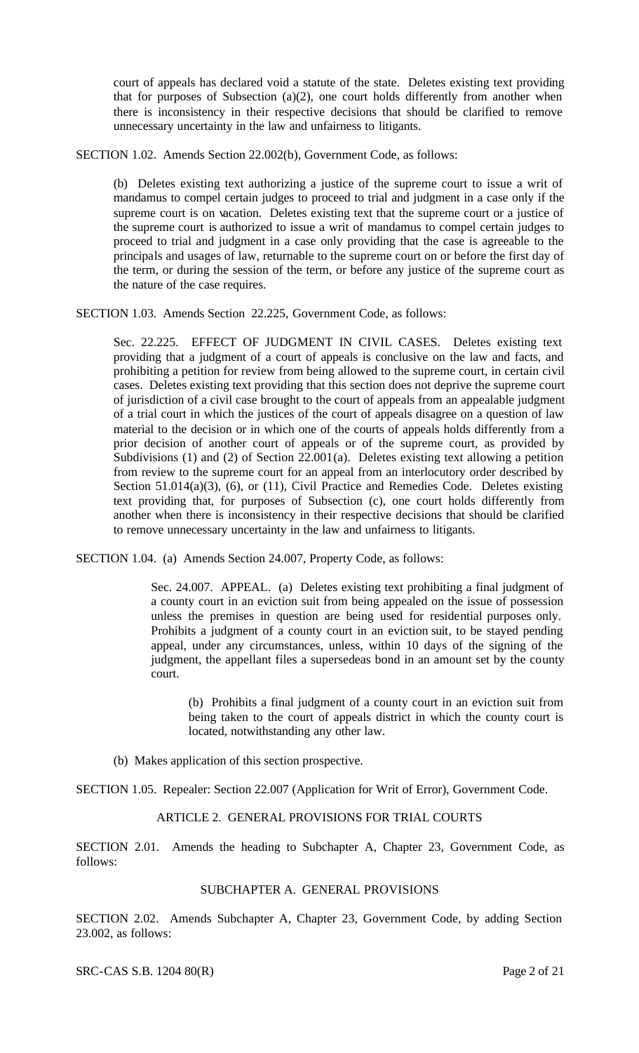court of appeals has declared void a statute of the state. Deletes existing text providing that for purposes of Subsection (a)(2), one court holds differently from another when there is inconsistency in their respective decisions that should be clarified to remove unnecessary uncertainty in the law and unfairness to litigants.

SECTION 1.02. Amends Section 22.002(b), Government Code, as follows:

(b) Deletes existing text authorizing a justice of the supreme court to issue a writ of mandamus to compel certain judges to proceed to trial and judgment in a case only if the supreme court is on vacation. Deletes existing text that the supreme court or a justice of the supreme court is authorized to issue a writ of mandamus to compel certain judges to proceed to trial and judgment in a case only providing that the case is agreeable to the principals and usages of law, returnable to the supreme court on or before the first day of the term, or during the session of the term, or before any justice of the supreme court as the nature of the case requires.

SECTION 1.03. Amends Section 22.225, Government Code, as follows:

Sec. 22.225. EFFECT OF JUDGMENT IN CIVIL CASES. Deletes existing text providing that a judgment of a court of appeals is conclusive on the law and facts, and prohibiting a petition for review from being allowed to the supreme court, in certain civil cases. Deletes existing text providing that this section does not deprive the supreme court of jurisdiction of a civil case brought to the court of appeals from an appealable judgment of a trial court in which the justices of the court of appeals disagree on a question of law material to the decision or in which one of the courts of appeals holds differently from a prior decision of another court of appeals or of the supreme court, as provided by Subdivisions (1) and (2) of Section 22.001(a). Deletes existing text allowing a petition from review to the supreme court for an appeal from an interlocutory order described by Section 51.014(a)(3), (6), or (11), Civil Practice and Remedies Code. Deletes existing text providing that, for purposes of Subsection (c), one court holds differently from another when there is inconsistency in their respective decisions that should be clarified to remove unnecessary uncertainty in the law and unfairness to litigants.

SECTION 1.04. (a) Amends Section 24.007, Property Code, as follows:

Sec. 24.007. APPEAL. (a) Deletes existing text prohibiting a final judgment of a county court in an eviction suit from being appealed on the issue of possession unless the premises in question are being used for residential purposes only. Prohibits a judgment of a county court in an eviction suit, to be stayed pending appeal, under any circumstances, unless, within 10 days of the signing of the judgment, the appellant files a supersedeas bond in an amount set by the county court.

(b) Prohibits a final judgment of a county court in an eviction suit from being taken to the court of appeals district in which the county court is located, notwithstanding any other law.

(b) Makes application of this section prospective.

SECTION 1.05. Repealer: Section 22.007 (Application for Writ of Error), Government Code.

## ARTICLE 2. GENERAL PROVISIONS FOR TRIAL COURTS

SECTION 2.01. Amends the heading to Subchapter A, Chapter 23, Government Code, as follows:

### SUBCHAPTER A. GENERAL PROVISIONS

SECTION 2.02. Amends Subchapter A, Chapter 23, Government Code, by adding Section 23.002, as follows: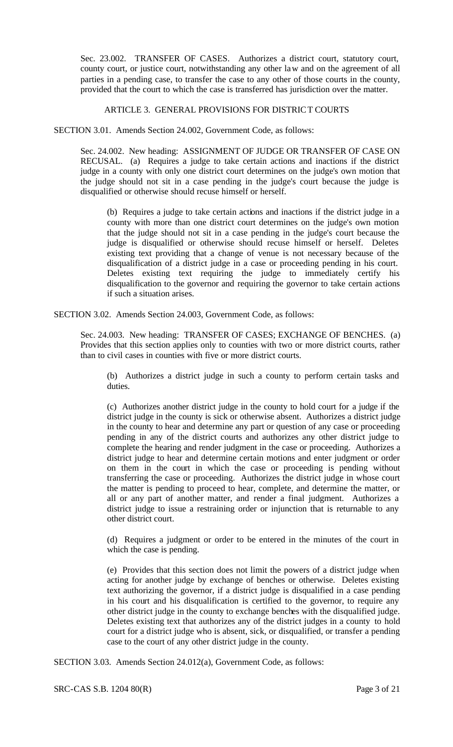Sec. 23.002. TRANSFER OF CASES. Authorizes a district court, statutory court, county court, or justice court, notwithstanding any other law and on the agreement of all parties in a pending case, to transfer the case to any other of those courts in the county, provided that the court to which the case is transferred has jurisdiction over the matter.

## ARTICLE 3. GENERAL PROVISIONS FOR DISTRICT COURTS

SECTION 3.01. Amends Section 24.002, Government Code, as follows:

Sec. 24.002. New heading: ASSIGNMENT OF JUDGE OR TRANSFER OF CASE ON RECUSAL. (a) Requires a judge to take certain actions and inactions if the district judge in a county with only one district court determines on the judge's own motion that the judge should not sit in a case pending in the judge's court because the judge is disqualified or otherwise should recuse himself or herself.

(b) Requires a judge to take certain actions and inactions if the district judge in a county with more than one district court determines on the judge's own motion that the judge should not sit in a case pending in the judge's court because the judge is disqualified or otherwise should recuse himself or herself. Deletes existing text providing that a change of venue is not necessary because of the disqualification of a district judge in a case or proceeding pending in his court. Deletes existing text requiring the judge to immediately certify his disqualification to the governor and requiring the governor to take certain actions if such a situation arises.

SECTION 3.02. Amends Section 24.003, Government Code, as follows:

Sec. 24.003. New heading: TRANSFER OF CASES; EXCHANGE OF BENCHES. (a) Provides that this section applies only to counties with two or more district courts, rather than to civil cases in counties with five or more district courts.

(b) Authorizes a district judge in such a county to perform certain tasks and duties.

(c) Authorizes another district judge in the county to hold court for a judge if the district judge in the county is sick or otherwise absent. Authorizes a district judge in the county to hear and determine any part or question of any case or proceeding pending in any of the district courts and authorizes any other district judge to complete the hearing and render judgment in the case or proceeding. Authorizes a district judge to hear and determine certain motions and enter judgment or order on them in the court in which the case or proceeding is pending without transferring the case or proceeding. Authorizes the district judge in whose court the matter is pending to proceed to hear, complete, and determine the matter, or all or any part of another matter, and render a final judgment. Authorizes a district judge to issue a restraining order or injunction that is returnable to any other district court.

(d) Requires a judgment or order to be entered in the minutes of the court in which the case is pending.

(e) Provides that this section does not limit the powers of a district judge when acting for another judge by exchange of benches or otherwise. Deletes existing text authorizing the governor, if a district judge is disqualified in a case pending in his court and his disqualification is certified to the governor, to require any other district judge in the county to exchange benches with the disqualified judge. Deletes existing text that authorizes any of the district judges in a county to hold court for a district judge who is absent, sick, or disqualified, or transfer a pending case to the court of any other district judge in the county.

SECTION 3.03. Amends Section 24.012(a), Government Code, as follows: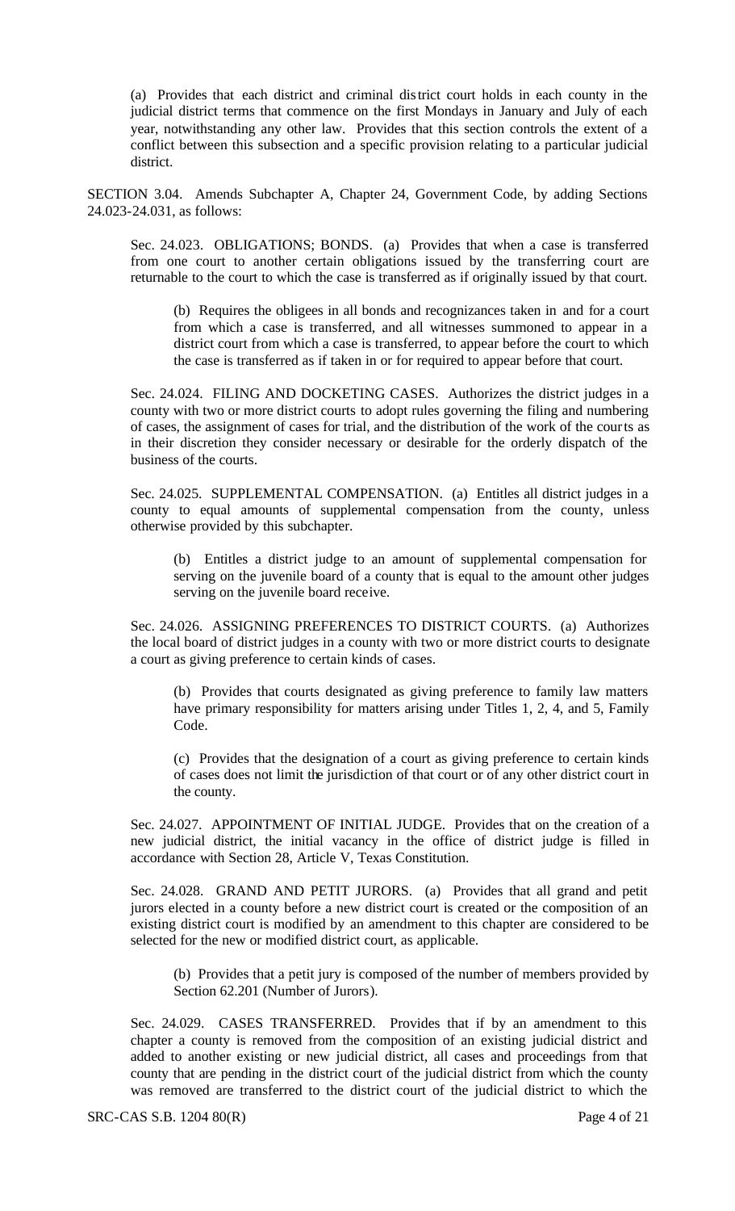(a) Provides that each district and criminal district court holds in each county in the judicial district terms that commence on the first Mondays in January and July of each year, notwithstanding any other law. Provides that this section controls the extent of a conflict between this subsection and a specific provision relating to a particular judicial district.

SECTION 3.04. Amends Subchapter A, Chapter 24, Government Code, by adding Sections 24.023-24.031, as follows:

Sec. 24.023. OBLIGATIONS; BONDS. (a) Provides that when a case is transferred from one court to another certain obligations issued by the transferring court are returnable to the court to which the case is transferred as if originally issued by that court.

(b) Requires the obligees in all bonds and recognizances taken in and for a court from which a case is transferred, and all witnesses summoned to appear in a district court from which a case is transferred, to appear before the court to which the case is transferred as if taken in or for required to appear before that court.

Sec. 24.024. FILING AND DOCKETING CASES. Authorizes the district judges in a county with two or more district courts to adopt rules governing the filing and numbering of cases, the assignment of cases for trial, and the distribution of the work of the courts as in their discretion they consider necessary or desirable for the orderly dispatch of the business of the courts.

Sec. 24.025. SUPPLEMENTAL COMPENSATION. (a) Entitles all district judges in a county to equal amounts of supplemental compensation from the county, unless otherwise provided by this subchapter.

(b) Entitles a district judge to an amount of supplemental compensation for serving on the juvenile board of a county that is equal to the amount other judges serving on the juvenile board receive.

Sec. 24.026. ASSIGNING PREFERENCES TO DISTRICT COURTS. (a) Authorizes the local board of district judges in a county with two or more district courts to designate a court as giving preference to certain kinds of cases.

(b) Provides that courts designated as giving preference to family law matters have primary responsibility for matters arising under Titles 1, 2, 4, and 5, Family Code.

(c) Provides that the designation of a court as giving preference to certain kinds of cases does not limit the jurisdiction of that court or of any other district court in the county.

Sec. 24.027. APPOINTMENT OF INITIAL JUDGE. Provides that on the creation of a new judicial district, the initial vacancy in the office of district judge is filled in accordance with Section 28, Article V, Texas Constitution.

Sec. 24.028. GRAND AND PETIT JURORS. (a) Provides that all grand and petit jurors elected in a county before a new district court is created or the composition of an existing district court is modified by an amendment to this chapter are considered to be selected for the new or modified district court, as applicable.

(b) Provides that a petit jury is composed of the number of members provided by Section 62.201 (Number of Jurors).

Sec. 24.029. CASES TRANSFERRED. Provides that if by an amendment to this chapter a county is removed from the composition of an existing judicial district and added to another existing or new judicial district, all cases and proceedings from that county that are pending in the district court of the judicial district from which the county was removed are transferred to the district court of the judicial district to which the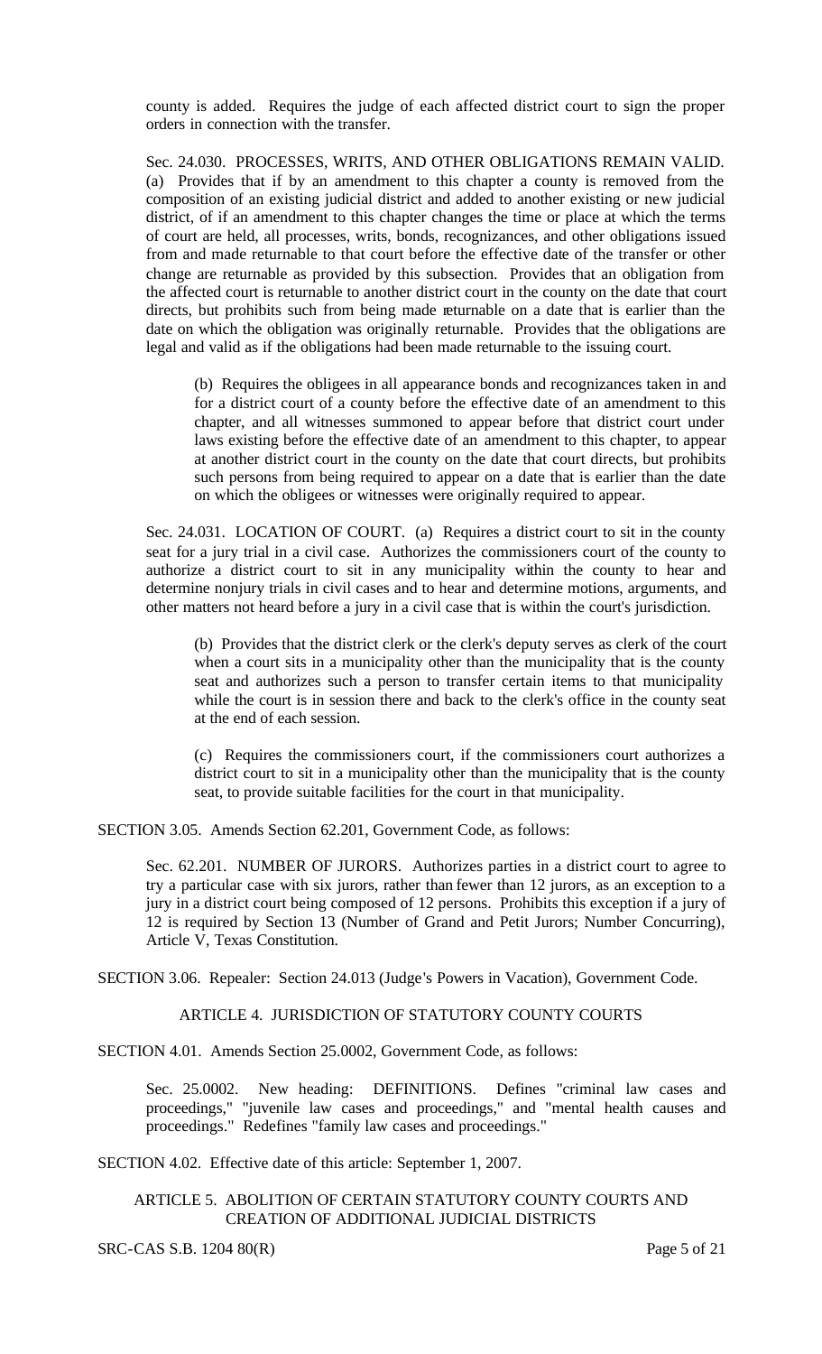county is added. Requires the judge of each affected district court to sign the proper orders in connection with the transfer.

Sec. 24.030. PROCESSES, WRITS, AND OTHER OBLIGATIONS REMAIN VALID. (a) Provides that if by an amendment to this chapter a county is removed from the composition of an existing judicial district and added to another existing or new judicial district, of if an amendment to this chapter changes the time or place at which the terms of court are held, all processes, writs, bonds, recognizances, and other obligations issued from and made returnable to that court before the effective date of the transfer or other change are returnable as provided by this subsection. Provides that an obligation from the affected court is returnable to another district court in the county on the date that court directs, but prohibits such from being made returnable on a date that is earlier than the date on which the obligation was originally returnable. Provides that the obligations are legal and valid as if the obligations had been made returnable to the issuing court.

> (b) Requires the obligees in all appearance bonds and recognizances taken in and for a district court of a county before the effective date of an amendment to this chapter, and all witnesses summoned to appear before that district court under laws existing before the effective date of an amendment to this chapter, to appear at another district court in the county on the date that court directs, but prohibits such persons from being required to appear on a date that is earlier than the date on which the obligees or witnesses were originally required to appear.

Sec. 24.031. LOCATION OF COURT. (a) Requires a district court to sit in the county seat for a jury trial in a civil case. Authorizes the commissioners court of the county to authorize a district court to sit in any municipality within the county to hear and determine nonjury trials in civil cases and to hear and determine motions, arguments, and other matters not heard before a jury in a civil case that is within the court's jurisdiction.

> (b) Provides that the district clerk or the clerk's deputy serves as clerk of the court when a court sits in a municipality other than the municipality that is the county seat and authorizes such a person to transfer certain items to that municipality while the court is in session there and back to the clerk's office in the county seat at the end of each session.
>
> (c) Requires the commissioners court, if the commissioners court authorizes a district court to sit in a municipality other than the municipality that is the county seat, to provide suitable facilities for the court in that municipality.

SECTION 3.05. Amends Section 62.201, Government Code, as follows:

> Sec. 62.201. NUMBER OF JURORS. Authorizes parties in a district court to agree to try a particular case with six jurors, rather than fewer than 12 jurors, as an exception to a jury in a district court being composed of 12 persons. Prohibits this exception if a jury of 12 is required by Section 13 (Number of Grand and Petit Jurors; Number Concurring), Article V, Texas Constitution.

SECTION 3.06. Repealer: Section 24.013 (Judge's Powers in Vacation), Government Code.

## ARTICLE 4. JURISDICTION OF STATUTORY COUNTY COURTS

SECTION 4.01. Amends Section 25.0002, Government Code, as follows:

> Sec. 25.0002. New heading: DEFINITIONS. Defines "criminal law cases and proceedings," "juvenile law cases and proceedings," and "mental health causes and proceedings." Redefines "family law cases and proceedings."

SECTION 4.02. Effective date of this article: September 1, 2007.

## ARTICLE 5. ABOLITION OF CERTAIN STATUTORY COUNTY COURTS AND CREATION OF ADDITIONAL JUDICIAL DISTRICTS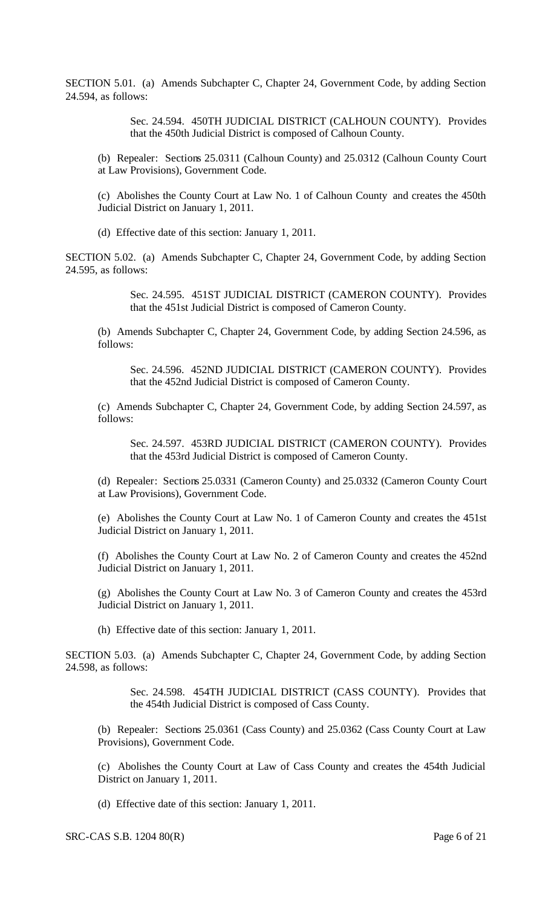SECTION 5.01. (a) Amends Subchapter C, Chapter 24, Government Code, by adding Section 24.594, as follows:

> Sec. 24.594. 450TH JUDICIAL DISTRICT (CALHOUN COUNTY). Provides that the 450th Judicial District is composed of Calhoun County.

(b) Repealer: Sections 25.0311 (Calhoun County) and 25.0312 (Calhoun County Court at Law Provisions), Government Code.

(c) Abolishes the County Court at Law No. 1 of Calhoun County and creates the 450th Judicial District on January 1, 2011.

(d) Effective date of this section: January 1, 2011.

SECTION 5.02. (a) Amends Subchapter C, Chapter 24, Government Code, by adding Section 24.595, as follows:

> Sec. 24.595. 451ST JUDICIAL DISTRICT (CAMERON COUNTY). Provides that the 451st Judicial District is composed of Cameron County.

(b) Amends Subchapter C, Chapter 24, Government Code, by adding Section 24.596, as follows:

> Sec. 24.596. 452ND JUDICIAL DISTRICT (CAMERON COUNTY). Provides that the 452nd Judicial District is composed of Cameron County.

(c) Amends Subchapter C, Chapter 24, Government Code, by adding Section 24.597, as follows:

> Sec. 24.597. 453RD JUDICIAL DISTRICT (CAMERON COUNTY). Provides that the 453rd Judicial District is composed of Cameron County.

(d) Repealer: Sections 25.0331 (Cameron County) and 25.0332 (Cameron County Court at Law Provisions), Government Code.

(e) Abolishes the County Court at Law No. 1 of Cameron County and creates the 451st Judicial District on January 1, 2011.

(f) Abolishes the County Court at Law No. 2 of Cameron County and creates the 452nd Judicial District on January 1, 2011.

(g) Abolishes the County Court at Law No. 3 of Cameron County and creates the 453rd Judicial District on January 1, 2011.

(h) Effective date of this section: January 1, 2011.

SECTION 5.03. (a) Amends Subchapter C, Chapter 24, Government Code, by adding Section 24.598, as follows:

> Sec. 24.598. 454TH JUDICIAL DISTRICT (CASS COUNTY). Provides that the 454th Judicial District is composed of Cass County.

(b) Repealer: Sections 25.0361 (Cass County) and 25.0362 (Cass County Court at Law Provisions), Government Code.

(c) Abolishes the County Court at Law of Cass County and creates the 454th Judicial District on January 1, 2011.

(d) Effective date of this section: January 1, 2011.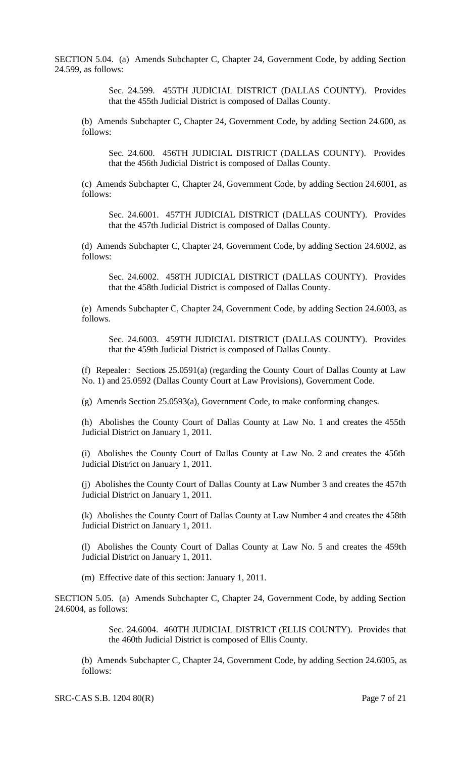SECTION 5.04. (a) Amends Subchapter C, Chapter 24, Government Code, by adding Section 24.599, as follows:

> Sec. 24.599. 455TH JUDICIAL DISTRICT (DALLAS COUNTY). Provides that the 455th Judicial District is composed of Dallas County.

(b) Amends Subchapter C, Chapter 24, Government Code, by adding Section 24.600, as follows:

> Sec. 24.600. 456TH JUDICIAL DISTRICT (DALLAS COUNTY). Provides that the 456th Judicial District is composed of Dallas County.

(c) Amends Subchapter C, Chapter 24, Government Code, by adding Section 24.6001, as follows:

> Sec. 24.6001. 457TH JUDICIAL DISTRICT (DALLAS COUNTY). Provides that the 457th Judicial District is composed of Dallas County.

(d) Amends Subchapter C, Chapter 24, Government Code, by adding Section 24.6002, as follows:

> Sec. 24.6002. 458TH JUDICIAL DISTRICT (DALLAS COUNTY). Provides that the 458th Judicial District is composed of Dallas County.

(e) Amends Subchapter C, Chapter 24, Government Code, by adding Section 24.6003, as follows.

> Sec. 24.6003. 459TH JUDICIAL DISTRICT (DALLAS COUNTY). Provides that the 459th Judicial District is composed of Dallas County.

(f) Repealer: Sections 25.0591(a) (regarding the County Court of Dallas County at Law No. 1) and 25.0592 (Dallas County Court at Law Provisions), Government Code.

(g) Amends Section 25.0593(a), Government Code, to make conforming changes.

(h) Abolishes the County Court of Dallas County at Law No. 1 and creates the 455th Judicial District on January 1, 2011.

(i) Abolishes the County Court of Dallas County at Law No. 2 and creates the 456th Judicial District on January 1, 2011.

(j) Abolishes the County Court of Dallas County at Law Number 3 and creates the 457th Judicial District on January 1, 2011.

(k) Abolishes the County Court of Dallas County at Law Number 4 and creates the 458th Judicial District on January 1, 2011.

(l) Abolishes the County Court of Dallas County at Law No. 5 and creates the 459th Judicial District on January 1, 2011.

(m) Effective date of this section: January 1, 2011.

SECTION 5.05. (a) Amends Subchapter C, Chapter 24, Government Code, by adding Section 24.6004, as follows:

> Sec. 24.6004. 460TH JUDICIAL DISTRICT (ELLIS COUNTY). Provides that the 460th Judicial District is composed of Ellis County.

(b) Amends Subchapter C, Chapter 24, Government Code, by adding Section 24.6005, as follows: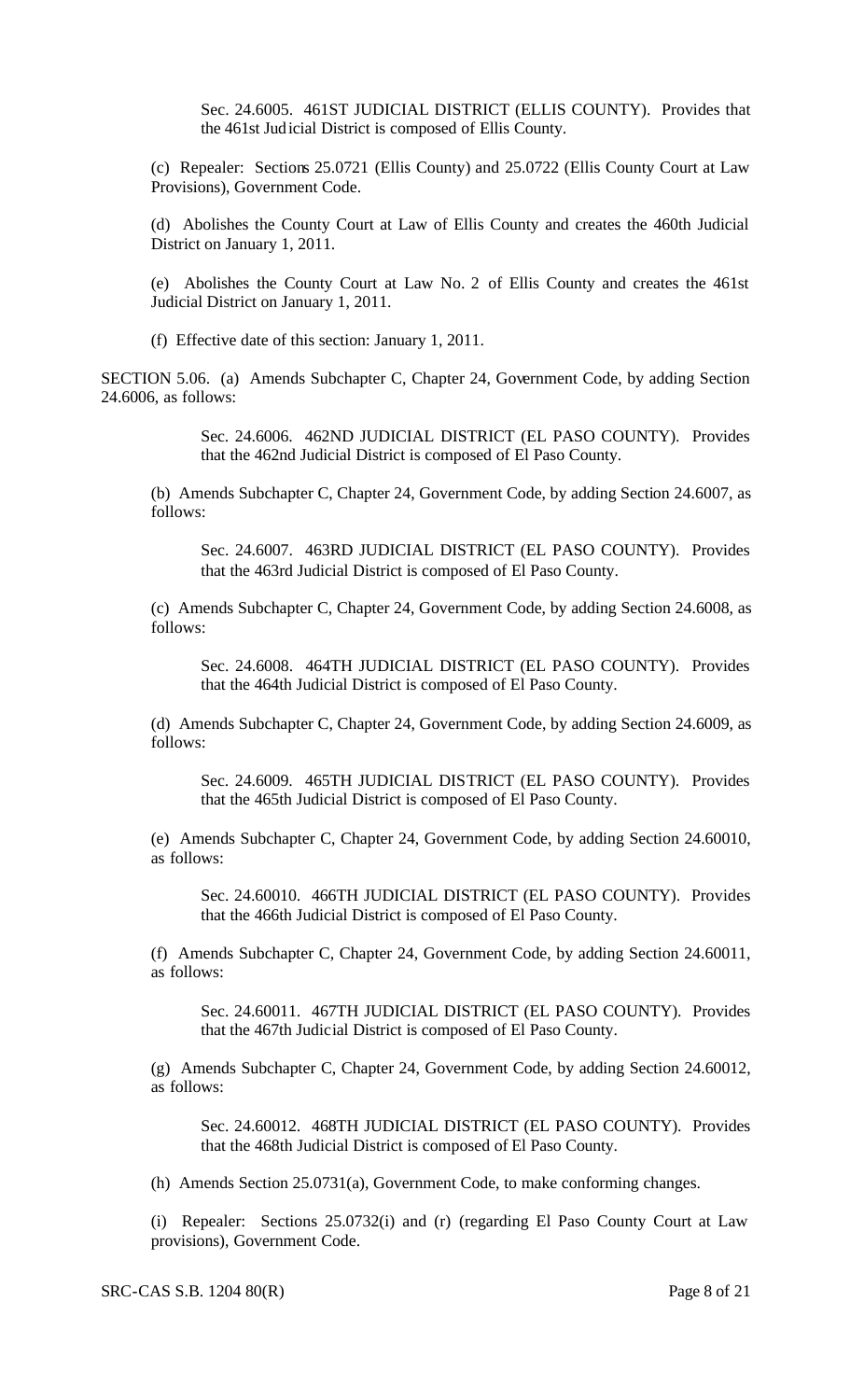Sec. 24.6005. 461ST JUDICIAL DISTRICT (ELLIS COUNTY). Provides that the 461st Judicial District is composed of Ellis County.

(c) Repealer: Sections 25.0721 (Ellis County) and 25.0722 (Ellis County Court at Law Provisions), Government Code.

(d) Abolishes the County Court at Law of Ellis County and creates the 460th Judicial District on January 1, 2011.

(e) Abolishes the County Court at Law No. 2 of Ellis County and creates the 461st Judicial District on January 1, 2011.

(f) Effective date of this section: January 1, 2011.

SECTION 5.06. (a) Amends Subchapter C, Chapter 24, Government Code, by adding Section 24.6006, as follows:

Sec. 24.6006. 462ND JUDICIAL DISTRICT (EL PASO COUNTY). Provides that the 462nd Judicial District is composed of El Paso County.

(b) Amends Subchapter C, Chapter 24, Government Code, by adding Section 24.6007, as follows:

Sec. 24.6007. 463RD JUDICIAL DISTRICT (EL PASO COUNTY). Provides that the 463rd Judicial District is composed of El Paso County.

(c) Amends Subchapter C, Chapter 24, Government Code, by adding Section 24.6008, as follows:

Sec. 24.6008. 464TH JUDICIAL DISTRICT (EL PASO COUNTY). Provides that the 464th Judicial District is composed of El Paso County.

(d) Amends Subchapter C, Chapter 24, Government Code, by adding Section 24.6009, as follows:

Sec. 24.6009. 465TH JUDICIAL DISTRICT (EL PASO COUNTY). Provides that the 465th Judicial District is composed of El Paso County.

(e) Amends Subchapter C, Chapter 24, Government Code, by adding Section 24.60010, as follows:

Sec. 24.60010. 466TH JUDICIAL DISTRICT (EL PASO COUNTY). Provides that the 466th Judicial District is composed of El Paso County.

(f) Amends Subchapter C, Chapter 24, Government Code, by adding Section 24.60011, as follows:

Sec. 24.60011. 467TH JUDICIAL DISTRICT (EL PASO COUNTY). Provides that the 467th Judicial District is composed of El Paso County.

(g) Amends Subchapter C, Chapter 24, Government Code, by adding Section 24.60012, as follows:

Sec. 24.60012. 468TH JUDICIAL DISTRICT (EL PASO COUNTY). Provides that the 468th Judicial District is composed of El Paso County.

(h) Amends Section 25.0731(a), Government Code, to make conforming changes.

(i) Repealer: Sections 25.0732(i) and (r) (regarding El Paso County Court at Law provisions), Government Code.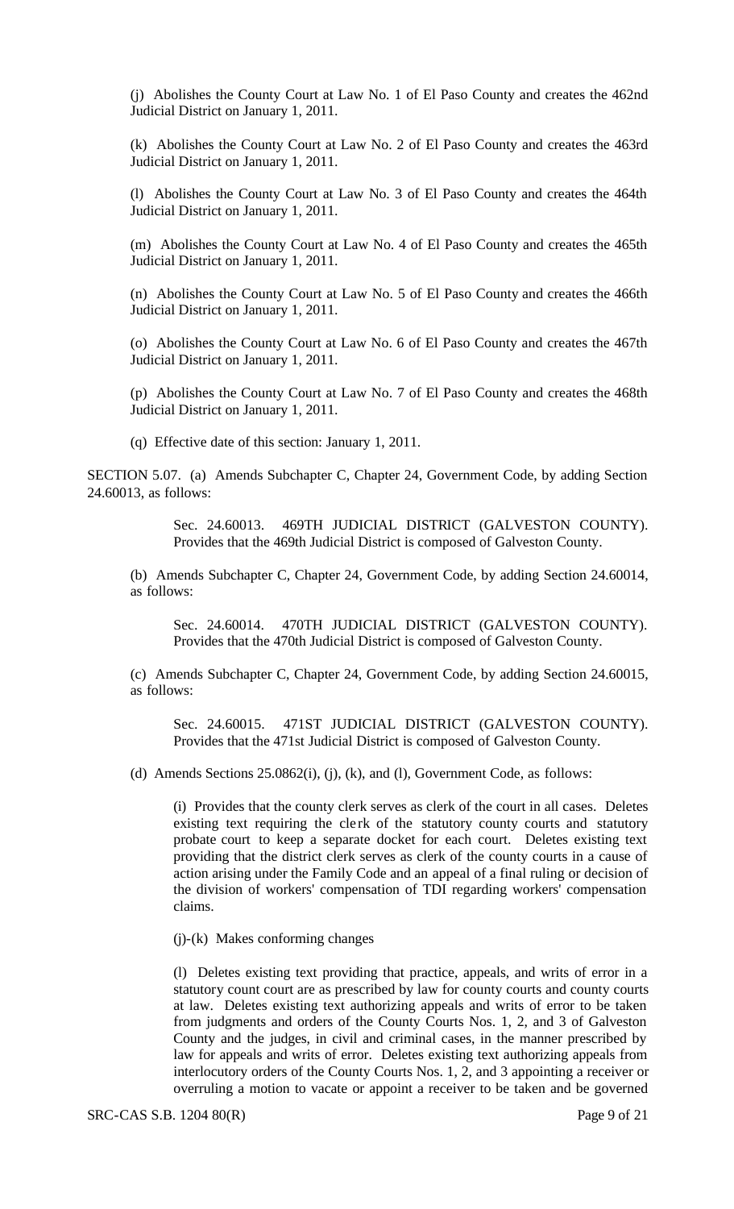(j) Abolishes the County Court at Law No. 1 of El Paso County and creates the 462nd Judicial District on January 1, 2011.

(k) Abolishes the County Court at Law No. 2 of El Paso County and creates the 463rd Judicial District on January 1, 2011.

(l) Abolishes the County Court at Law No. 3 of El Paso County and creates the 464th Judicial District on January 1, 2011.

(m) Abolishes the County Court at Law No. 4 of El Paso County and creates the 465th Judicial District on January 1, 2011.

(n) Abolishes the County Court at Law No. 5 of El Paso County and creates the 466th Judicial District on January 1, 2011.

(o) Abolishes the County Court at Law No. 6 of El Paso County and creates the 467th Judicial District on January 1, 2011.

(p) Abolishes the County Court at Law No. 7 of El Paso County and creates the 468th Judicial District on January 1, 2011.

(q) Effective date of this section: January 1, 2011.

SECTION 5.07. (a) Amends Subchapter C, Chapter 24, Government Code, by adding Section 24.60013, as follows:

> Sec. 24.60013. 469TH JUDICIAL DISTRICT (GALVESTON COUNTY). Provides that the 469th Judicial District is composed of Galveston County.

(b) Amends Subchapter C, Chapter 24, Government Code, by adding Section 24.60014, as follows:

> Sec. 24.60014. 470TH JUDICIAL DISTRICT (GALVESTON COUNTY). Provides that the 470th Judicial District is composed of Galveston County.

(c) Amends Subchapter C, Chapter 24, Government Code, by adding Section 24.60015, as follows:

> Sec. 24.60015. 471ST JUDICIAL DISTRICT (GALVESTON COUNTY). Provides that the 471st Judicial District is composed of Galveston County.

(d) Amends Sections 25.0862(i), (j), (k), and (l), Government Code, as follows:

> (i) Provides that the county clerk serves as clerk of the court in all cases. Deletes existing text requiring the clerk of the statutory county courts and statutory probate court to keep a separate docket for each court. Deletes existing text providing that the district clerk serves as clerk of the county courts in a cause of action arising under the Family Code and an appeal of a final ruling or decision of the division of workers' compensation of TDI regarding workers' compensation claims.
>
> (j)-(k) Makes conforming changes
>
> (l) Deletes existing text providing that practice, appeals, and writs of error in a statutory count court are as prescribed by law for county courts and county courts at law. Deletes existing text authorizing appeals and writs of error to be taken from judgments and orders of the County Courts Nos. 1, 2, and 3 of Galveston County and the judges, in civil and criminal cases, in the manner prescribed by law for appeals and writs of error. Deletes existing text authorizing appeals from interlocutory orders of the County Courts Nos. 1, 2, and 3 appointing a receiver or overruling a motion to vacate or appoint a receiver to be taken and be governed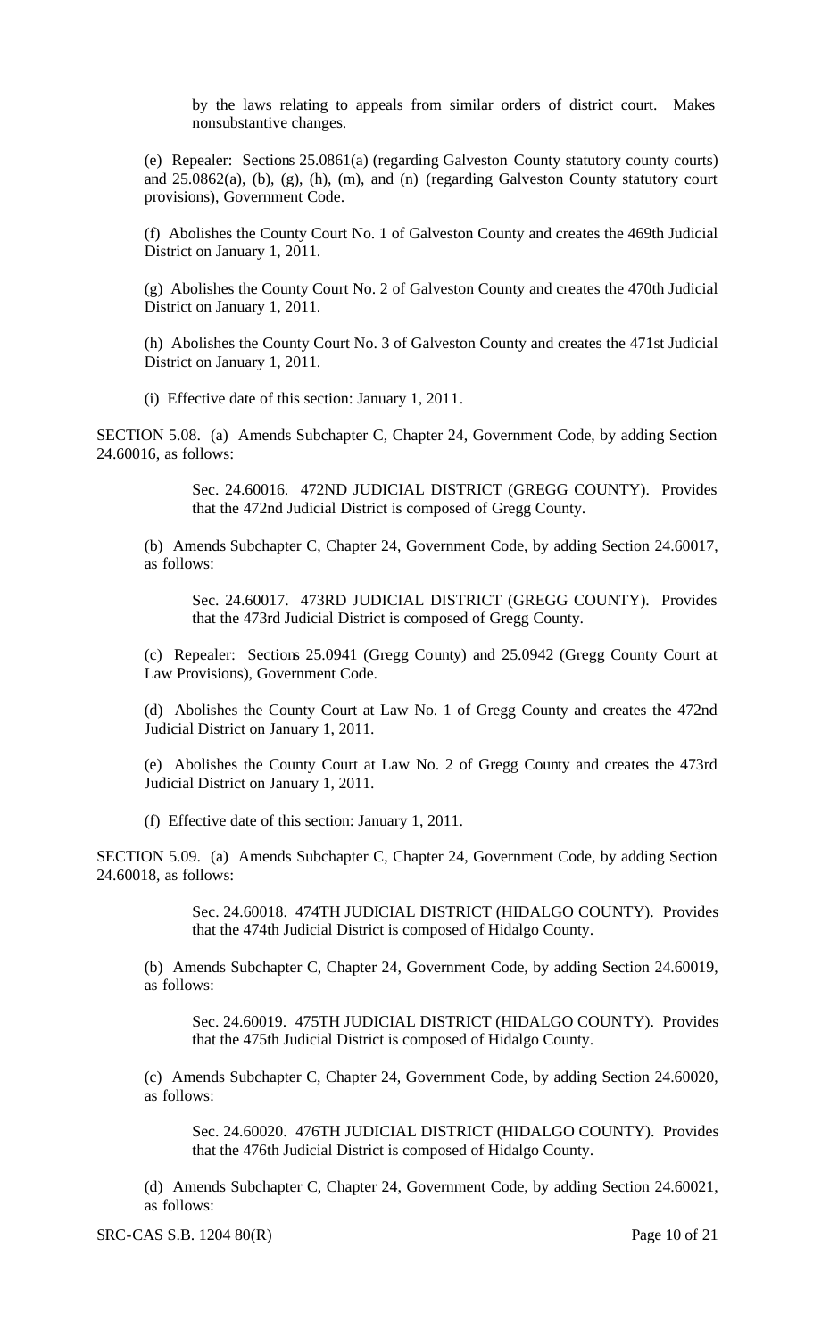by the laws relating to appeals from similar orders of district court. Makes nonsubstantive changes.

(e) Repealer: Sections 25.0861(a) (regarding Galveston County statutory county courts) and 25.0862(a), (b), (g), (h), (m), and (n) (regarding Galveston County statutory court provisions), Government Code.

(f) Abolishes the County Court No. 1 of Galveston County and creates the 469th Judicial District on January 1, 2011.

(g) Abolishes the County Court No. 2 of Galveston County and creates the 470th Judicial District on January 1, 2011.

(h) Abolishes the County Court No. 3 of Galveston County and creates the 471st Judicial District on January 1, 2011.

(i) Effective date of this section: January 1, 2011.

SECTION 5.08. (a) Amends Subchapter C, Chapter 24, Government Code, by adding Section 24.60016, as follows:

> Sec. 24.60016. 472ND JUDICIAL DISTRICT (GREGG COUNTY). Provides that the 472nd Judicial District is composed of Gregg County.

(b) Amends Subchapter C, Chapter 24, Government Code, by adding Section 24.60017, as follows:

> Sec. 24.60017. 473RD JUDICIAL DISTRICT (GREGG COUNTY). Provides that the 473rd Judicial District is composed of Gregg County.

(c) Repealer: Sections 25.0941 (Gregg County) and 25.0942 (Gregg County Court at Law Provisions), Government Code.

(d) Abolishes the County Court at Law No. 1 of Gregg County and creates the 472nd Judicial District on January 1, 2011.

(e) Abolishes the County Court at Law No. 2 of Gregg County and creates the 473rd Judicial District on January 1, 2011.

(f) Effective date of this section: January 1, 2011.

SECTION 5.09. (a) Amends Subchapter C, Chapter 24, Government Code, by adding Section 24.60018, as follows:

> Sec. 24.60018. 474TH JUDICIAL DISTRICT (HIDALGO COUNTY). Provides that the 474th Judicial District is composed of Hidalgo County.

(b) Amends Subchapter C, Chapter 24, Government Code, by adding Section 24.60019, as follows:

> Sec. 24.60019. 475TH JUDICIAL DISTRICT (HIDALGO COUNTY). Provides that the 475th Judicial District is composed of Hidalgo County.

(c) Amends Subchapter C, Chapter 24, Government Code, by adding Section 24.60020, as follows:

> Sec. 24.60020. 476TH JUDICIAL DISTRICT (HIDALGO COUNTY). Provides that the 476th Judicial District is composed of Hidalgo County.

(d) Amends Subchapter C, Chapter 24, Government Code, by adding Section 24.60021, as follows: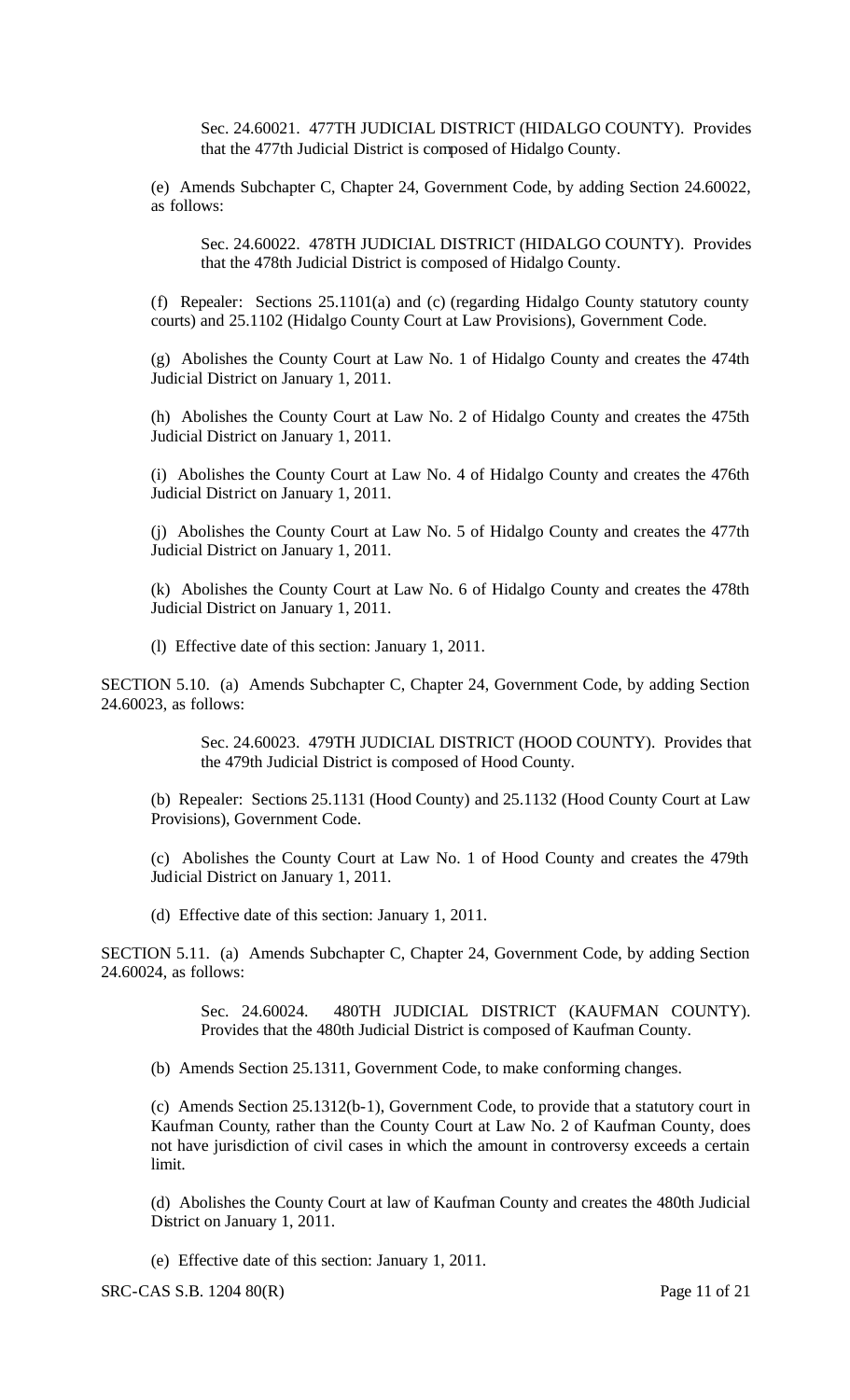Sec. 24.60021. 477TH JUDICIAL DISTRICT (HIDALGO COUNTY). Provides that the 477th Judicial District is composed of Hidalgo County.

(e) Amends Subchapter C, Chapter 24, Government Code, by adding Section 24.60022, as follows:

Sec. 24.60022. 478TH JUDICIAL DISTRICT (HIDALGO COUNTY). Provides that the 478th Judicial District is composed of Hidalgo County.

(f) Repealer: Sections 25.1101(a) and (c) (regarding Hidalgo County statutory county courts) and 25.1102 (Hidalgo County Court at Law Provisions), Government Code.

(g) Abolishes the County Court at Law No. 1 of Hidalgo County and creates the 474th Judicial District on January 1, 2011.

(h) Abolishes the County Court at Law No. 2 of Hidalgo County and creates the 475th Judicial District on January 1, 2011.

(i) Abolishes the County Court at Law No. 4 of Hidalgo County and creates the 476th Judicial District on January 1, 2011.

(j) Abolishes the County Court at Law No. 5 of Hidalgo County and creates the 477th Judicial District on January 1, 2011.

(k) Abolishes the County Court at Law No. 6 of Hidalgo County and creates the 478th Judicial District on January 1, 2011.

(l) Effective date of this section: January 1, 2011.

SECTION 5.10. (a) Amends Subchapter C, Chapter 24, Government Code, by adding Section 24.60023, as follows:

Sec. 24.60023. 479TH JUDICIAL DISTRICT (HOOD COUNTY). Provides that the 479th Judicial District is composed of Hood County.

(b) Repealer: Sections 25.1131 (Hood County) and 25.1132 (Hood County Court at Law Provisions), Government Code.

(c) Abolishes the County Court at Law No. 1 of Hood County and creates the 479th Judicial District on January 1, 2011.

(d) Effective date of this section: January 1, 2011.

SECTION 5.11. (a) Amends Subchapter C, Chapter 24, Government Code, by adding Section 24.60024, as follows:

Sec. 24.60024. 480TH JUDICIAL DISTRICT (KAUFMAN COUNTY). Provides that the 480th Judicial District is composed of Kaufman County.

(b) Amends Section 25.1311, Government Code, to make conforming changes.

(c) Amends Section 25.1312(b-1), Government Code, to provide that a statutory court in Kaufman County, rather than the County Court at Law No. 2 of Kaufman County, does not have jurisdiction of civil cases in which the amount in controversy exceeds a certain limit.

(d) Abolishes the County Court at law of Kaufman County and creates the 480th Judicial District on January 1, 2011.

(e) Effective date of this section: January 1, 2011.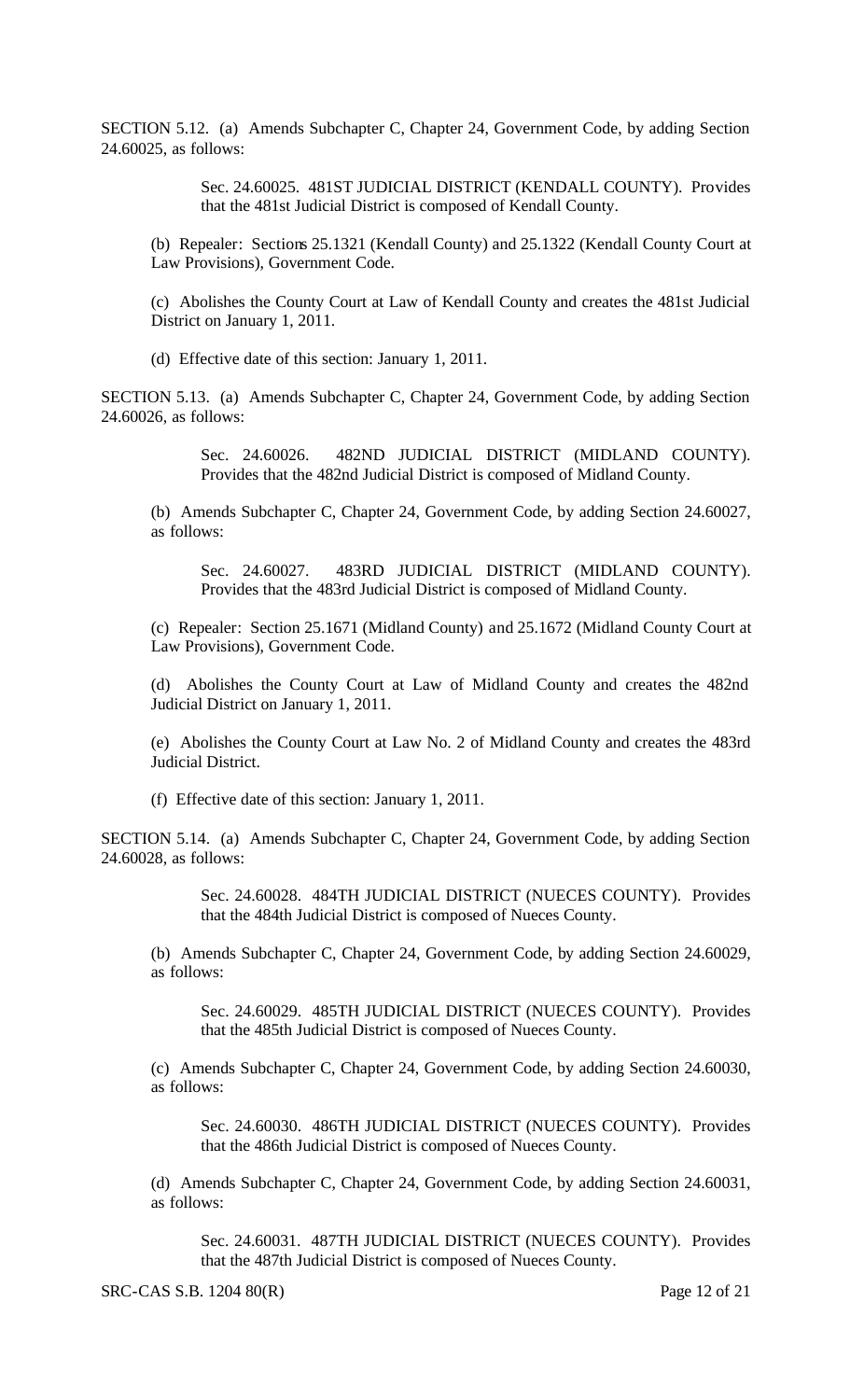SECTION 5.12. (a) Amends Subchapter C, Chapter 24, Government Code, by adding Section 24.60025, as follows:

> Sec. 24.60025. 481ST JUDICIAL DISTRICT (KENDALL COUNTY). Provides that the 481st Judicial District is composed of Kendall County.

(b) Repealer: Sections 25.1321 (Kendall County) and 25.1322 (Kendall County Court at Law Provisions), Government Code.

(c) Abolishes the County Court at Law of Kendall County and creates the 481st Judicial District on January 1, 2011.

(d) Effective date of this section: January 1, 2011.

SECTION 5.13. (a) Amends Subchapter C, Chapter 24, Government Code, by adding Section 24.60026, as follows:

> Sec. 24.60026. 482ND JUDICIAL DISTRICT (MIDLAND COUNTY). Provides that the 482nd Judicial District is composed of Midland County.

(b) Amends Subchapter C, Chapter 24, Government Code, by adding Section 24.60027, as follows:

> Sec. 24.60027. 483RD JUDICIAL DISTRICT (MIDLAND COUNTY). Provides that the 483rd Judicial District is composed of Midland County.

(c) Repealer: Section 25.1671 (Midland County) and 25.1672 (Midland County Court at Law Provisions), Government Code.

(d) Abolishes the County Court at Law of Midland County and creates the 482nd Judicial District on January 1, 2011.

(e) Abolishes the County Court at Law No. 2 of Midland County and creates the 483rd Judicial District.

(f) Effective date of this section: January 1, 2011.

SECTION 5.14. (a) Amends Subchapter C, Chapter 24, Government Code, by adding Section 24.60028, as follows:

> Sec. 24.60028. 484TH JUDICIAL DISTRICT (NUECES COUNTY). Provides that the 484th Judicial District is composed of Nueces County.

(b) Amends Subchapter C, Chapter 24, Government Code, by adding Section 24.60029, as follows:

> Sec. 24.60029. 485TH JUDICIAL DISTRICT (NUECES COUNTY). Provides that the 485th Judicial District is composed of Nueces County.

(c) Amends Subchapter C, Chapter 24, Government Code, by adding Section 24.60030, as follows:

> Sec. 24.60030. 486TH JUDICIAL DISTRICT (NUECES COUNTY). Provides that the 486th Judicial District is composed of Nueces County.

(d) Amends Subchapter C, Chapter 24, Government Code, by adding Section 24.60031, as follows:

> Sec. 24.60031. 487TH JUDICIAL DISTRICT (NUECES COUNTY). Provides that the 487th Judicial District is composed of Nueces County.

SRC-CAS S.B. 1204 80(R)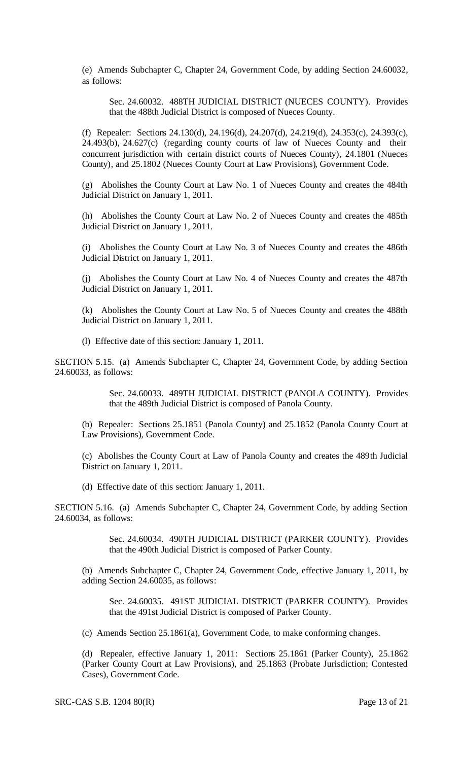(e) Amends Subchapter C, Chapter 24, Government Code, by adding Section 24.60032, as follows:

> Sec. 24.60032. 488TH JUDICIAL DISTRICT (NUECES COUNTY). Provides that the 488th Judicial District is composed of Nueces County.

(f) Repealer: Sections 24.130(d), 24.196(d), 24.207(d), 24.219(d), 24.353(c), 24.393(c), 24.493(b), 24.627(c) (regarding county courts of law of Nueces County and their concurrent jurisdiction with certain district courts of Nueces County), 24.1801 (Nueces County), and 25.1802 (Nueces County Court at Law Provisions), Government Code.

(g) Abolishes the County Court at Law No. 1 of Nueces County and creates the 484th Judicial District on January 1, 2011.

(h) Abolishes the County Court at Law No. 2 of Nueces County and creates the 485th Judicial District on January 1, 2011.

(i) Abolishes the County Court at Law No. 3 of Nueces County and creates the 486th Judicial District on January 1, 2011.

(j) Abolishes the County Court at Law No. 4 of Nueces County and creates the 487th Judicial District on January 1, 2011.

(k) Abolishes the County Court at Law No. 5 of Nueces County and creates the 488th Judicial District on January 1, 2011.

(l) Effective date of this section: January 1, 2011.

SECTION 5.15. (a) Amends Subchapter C, Chapter 24, Government Code, by adding Section 24.60033, as follows:

> Sec. 24.60033. 489TH JUDICIAL DISTRICT (PANOLA COUNTY). Provides that the 489th Judicial District is composed of Panola County.

(b) Repealer: Sections 25.1851 (Panola County) and 25.1852 (Panola County Court at Law Provisions), Government Code.

(c) Abolishes the County Court at Law of Panola County and creates the 489th Judicial District on January 1, 2011.

(d) Effective date of this section: January 1, 2011.

SECTION 5.16. (a) Amends Subchapter C, Chapter 24, Government Code, by adding Section 24.60034, as follows:

> Sec. 24.60034. 490TH JUDICIAL DISTRICT (PARKER COUNTY). Provides that the 490th Judicial District is composed of Parker County.

(b) Amends Subchapter C, Chapter 24, Government Code, effective January 1, 2011, by adding Section 24.60035, as follows:

> Sec. 24.60035. 491ST JUDICIAL DISTRICT (PARKER COUNTY). Provides that the 491st Judicial District is composed of Parker County.

(c) Amends Section 25.1861(a), Government Code, to make conforming changes.

(d) Repealer, effective January 1, 2011: Sections 25.1861 (Parker County), 25.1862 (Parker County Court at Law Provisions), and 25.1863 (Probate Jurisdiction; Contested Cases), Government Code.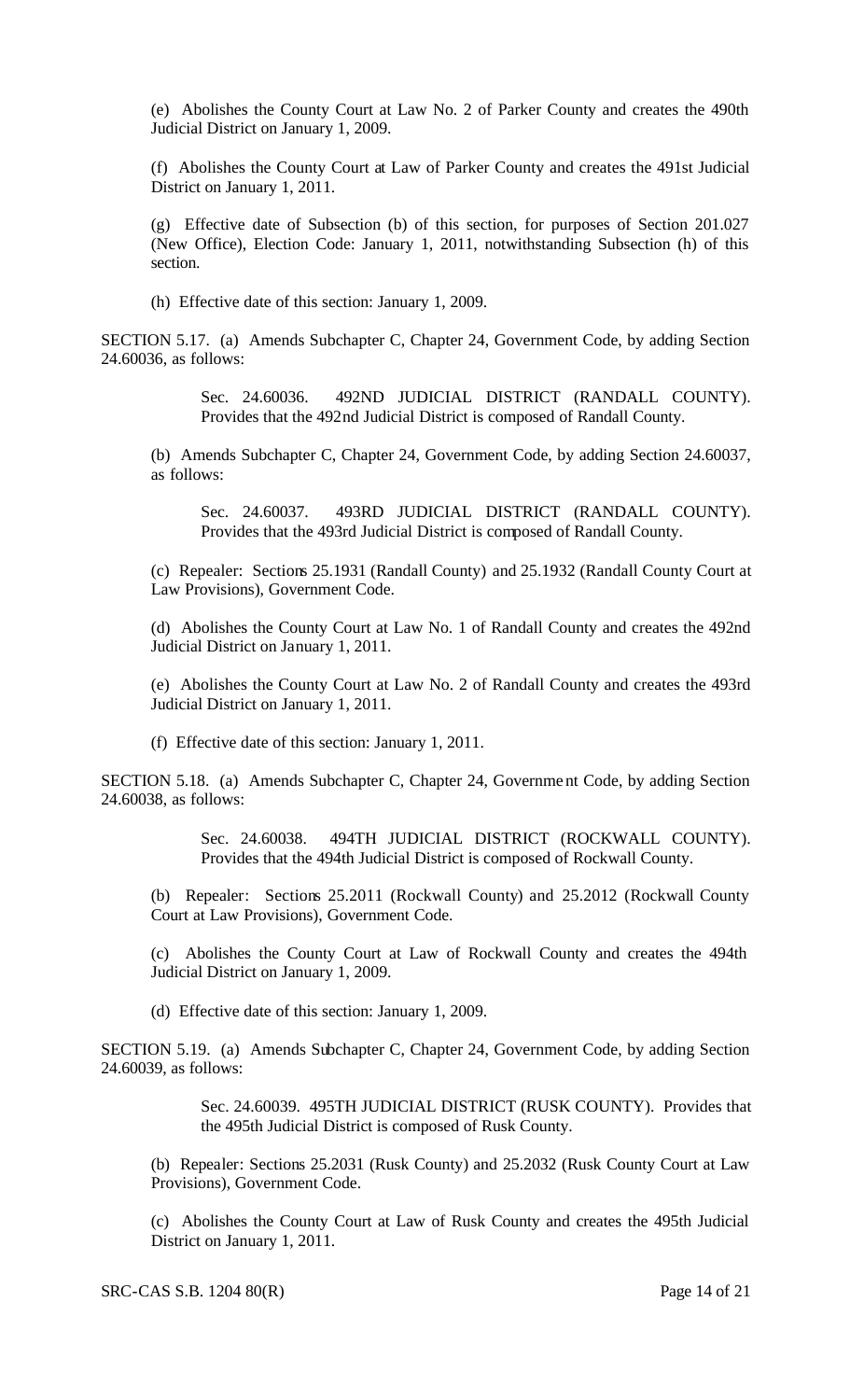(e) Abolishes the County Court at Law No. 2 of Parker County and creates the 490th Judicial District on January 1, 2009.

(f) Abolishes the County Court at Law of Parker County and creates the 491st Judicial District on January 1, 2011.

(g) Effective date of Subsection (b) of this section, for purposes of Section 201.027 (New Office), Election Code: January 1, 2011, notwithstanding Subsection (h) of this section.

(h) Effective date of this section: January 1, 2009.

SECTION 5.17. (a) Amends Subchapter C, Chapter 24, Government Code, by adding Section 24.60036, as follows:

> Sec. 24.60036. 492ND JUDICIAL DISTRICT (RANDALL COUNTY). Provides that the 492nd Judicial District is composed of Randall County.

(b) Amends Subchapter C, Chapter 24, Government Code, by adding Section 24.60037, as follows:

> Sec. 24.60037. 493RD JUDICIAL DISTRICT (RANDALL COUNTY). Provides that the 493rd Judicial District is composed of Randall County.

(c) Repealer: Sections 25.1931 (Randall County) and 25.1932 (Randall County Court at Law Provisions), Government Code.

(d) Abolishes the County Court at Law No. 1 of Randall County and creates the 492nd Judicial District on January 1, 2011.

(e) Abolishes the County Court at Law No. 2 of Randall County and creates the 493rd Judicial District on January 1, 2011.

(f) Effective date of this section: January 1, 2011.

SECTION 5.18. (a) Amends Subchapter C, Chapter 24, Government Code, by adding Section 24.60038, as follows:

> Sec. 24.60038. 494TH JUDICIAL DISTRICT (ROCKWALL COUNTY). Provides that the 494th Judicial District is composed of Rockwall County.

(b) Repealer: Sections 25.2011 (Rockwall County) and 25.2012 (Rockwall County Court at Law Provisions), Government Code.

(c) Abolishes the County Court at Law of Rockwall County and creates the 494th Judicial District on January 1, 2009.

(d) Effective date of this section: January 1, 2009.

SECTION 5.19. (a) Amends Subchapter C, Chapter 24, Government Code, by adding Section 24.60039, as follows:

> Sec. 24.60039. 495TH JUDICIAL DISTRICT (RUSK COUNTY). Provides that the 495th Judicial District is composed of Rusk County.

(b) Repealer: Sections 25.2031 (Rusk County) and 25.2032 (Rusk County Court at Law Provisions), Government Code.

(c) Abolishes the County Court at Law of Rusk County and creates the 495th Judicial District on January 1, 2011.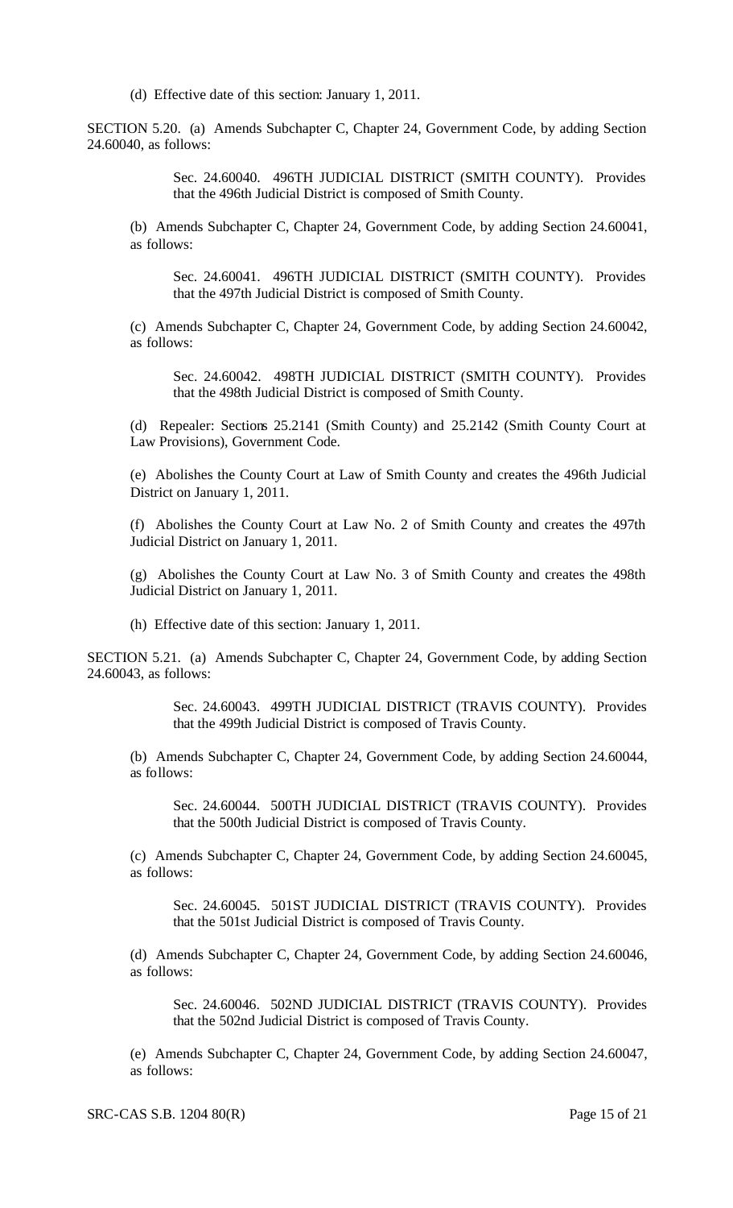(d) Effective date of this section: January 1, 2011.

SECTION 5.20. (a) Amends Subchapter C, Chapter 24, Government Code, by adding Section 24.60040, as follows:

> Sec. 24.60040. 496TH JUDICIAL DISTRICT (SMITH COUNTY). Provides that the 496th Judicial District is composed of Smith County.

(b) Amends Subchapter C, Chapter 24, Government Code, by adding Section 24.60041, as follows:

> Sec. 24.60041. 496TH JUDICIAL DISTRICT (SMITH COUNTY). Provides that the 497th Judicial District is composed of Smith County.

(c) Amends Subchapter C, Chapter 24, Government Code, by adding Section 24.60042, as follows:

> Sec. 24.60042. 498TH JUDICIAL DISTRICT (SMITH COUNTY). Provides that the 498th Judicial District is composed of Smith County.

(d) Repealer: Sections 25.2141 (Smith County) and 25.2142 (Smith County Court at Law Provisions), Government Code.

(e) Abolishes the County Court at Law of Smith County and creates the 496th Judicial District on January 1, 2011.

(f) Abolishes the County Court at Law No. 2 of Smith County and creates the 497th Judicial District on January 1, 2011.

(g) Abolishes the County Court at Law No. 3 of Smith County and creates the 498th Judicial District on January 1, 2011.

(h) Effective date of this section: January 1, 2011.

SECTION 5.21. (a) Amends Subchapter C, Chapter 24, Government Code, by adding Section 24.60043, as follows:

> Sec. 24.60043. 499TH JUDICIAL DISTRICT (TRAVIS COUNTY). Provides that the 499th Judicial District is composed of Travis County.

(b) Amends Subchapter C, Chapter 24, Government Code, by adding Section 24.60044, as follows:

> Sec. 24.60044. 500TH JUDICIAL DISTRICT (TRAVIS COUNTY). Provides that the 500th Judicial District is composed of Travis County.

(c) Amends Subchapter C, Chapter 24, Government Code, by adding Section 24.60045, as follows:

> Sec. 24.60045. 501ST JUDICIAL DISTRICT (TRAVIS COUNTY). Provides that the 501st Judicial District is composed of Travis County.

(d) Amends Subchapter C, Chapter 24, Government Code, by adding Section 24.60046, as follows:

> Sec. 24.60046. 502ND JUDICIAL DISTRICT (TRAVIS COUNTY). Provides that the 502nd Judicial District is composed of Travis County.

(e) Amends Subchapter C, Chapter 24, Government Code, by adding Section 24.60047, as follows: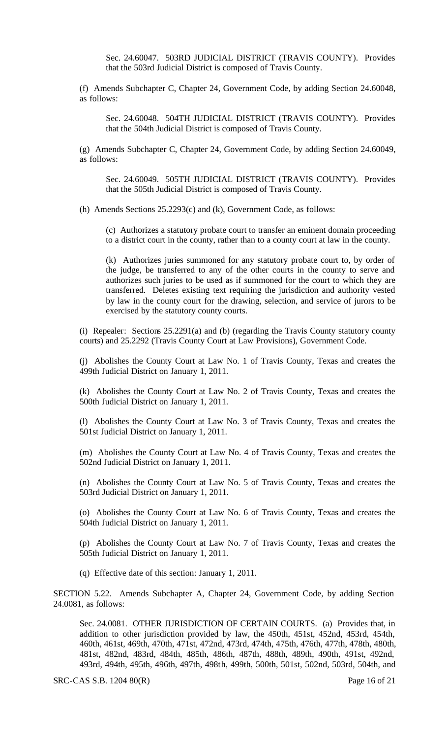Sec. 24.60047. 503RD JUDICIAL DISTRICT (TRAVIS COUNTY). Provides that the 503rd Judicial District is composed of Travis County.

(f) Amends Subchapter C, Chapter 24, Government Code, by adding Section 24.60048, as follows:

Sec. 24.60048. 504TH JUDICIAL DISTRICT (TRAVIS COUNTY). Provides that the 504th Judicial District is composed of Travis County.

(g) Amends Subchapter C, Chapter 24, Government Code, by adding Section 24.60049, as follows:

Sec. 24.60049. 505TH JUDICIAL DISTRICT (TRAVIS COUNTY). Provides that the 505th Judicial District is composed of Travis County.

(h) Amends Sections 25.2293(c) and (k), Government Code, as follows:

(c) Authorizes a statutory probate court to transfer an eminent domain proceeding to a district court in the county, rather than to a county court at law in the county.

(k) Authorizes juries summoned for any statutory probate court to, by order of the judge, be transferred to any of the other courts in the county to serve and authorizes such juries to be used as if summoned for the court to which they are transferred. Deletes existing text requiring the jurisdiction and authority vested by law in the county court for the drawing, selection, and service of jurors to be exercised by the statutory county courts.

(i) Repealer: Sections 25.2291(a) and (b) (regarding the Travis County statutory county courts) and 25.2292 (Travis County Court at Law Provisions), Government Code.

(j) Abolishes the County Court at Law No. 1 of Travis County, Texas and creates the 499th Judicial District on January 1, 2011.

(k) Abolishes the County Court at Law No. 2 of Travis County, Texas and creates the 500th Judicial District on January 1, 2011.

(l) Abolishes the County Court at Law No. 3 of Travis County, Texas and creates the 501st Judicial District on January 1, 2011.

(m) Abolishes the County Court at Law No. 4 of Travis County, Texas and creates the 502nd Judicial District on January 1, 2011.

(n) Abolishes the County Court at Law No. 5 of Travis County, Texas and creates the 503rd Judicial District on January 1, 2011.

(o) Abolishes the County Court at Law No. 6 of Travis County, Texas and creates the 504th Judicial District on January 1, 2011.

(p) Abolishes the County Court at Law No. 7 of Travis County, Texas and creates the 505th Judicial District on January 1, 2011.

(q) Effective date of this section: January 1, 2011.

SECTION 5.22. Amends Subchapter A, Chapter 24, Government Code, by adding Section 24.0081, as follows:

Sec. 24.0081. OTHER JURISDICTION OF CERTAIN COURTS. (a) Provides that, in addition to other jurisdiction provided by law, the 450th, 451st, 452nd, 453rd, 454th, 460th, 461st, 469th, 470th, 471st, 472nd, 473rd, 474th, 475th, 476th, 477th, 478th, 480th, 481st, 482nd, 483rd, 484th, 485th, 486th, 487th, 488th, 489th, 490th, 491st, 492nd, 493rd, 494th, 495th, 496th, 497th, 498th, 499th, 500th, 501st, 502nd, 503rd, 504th, and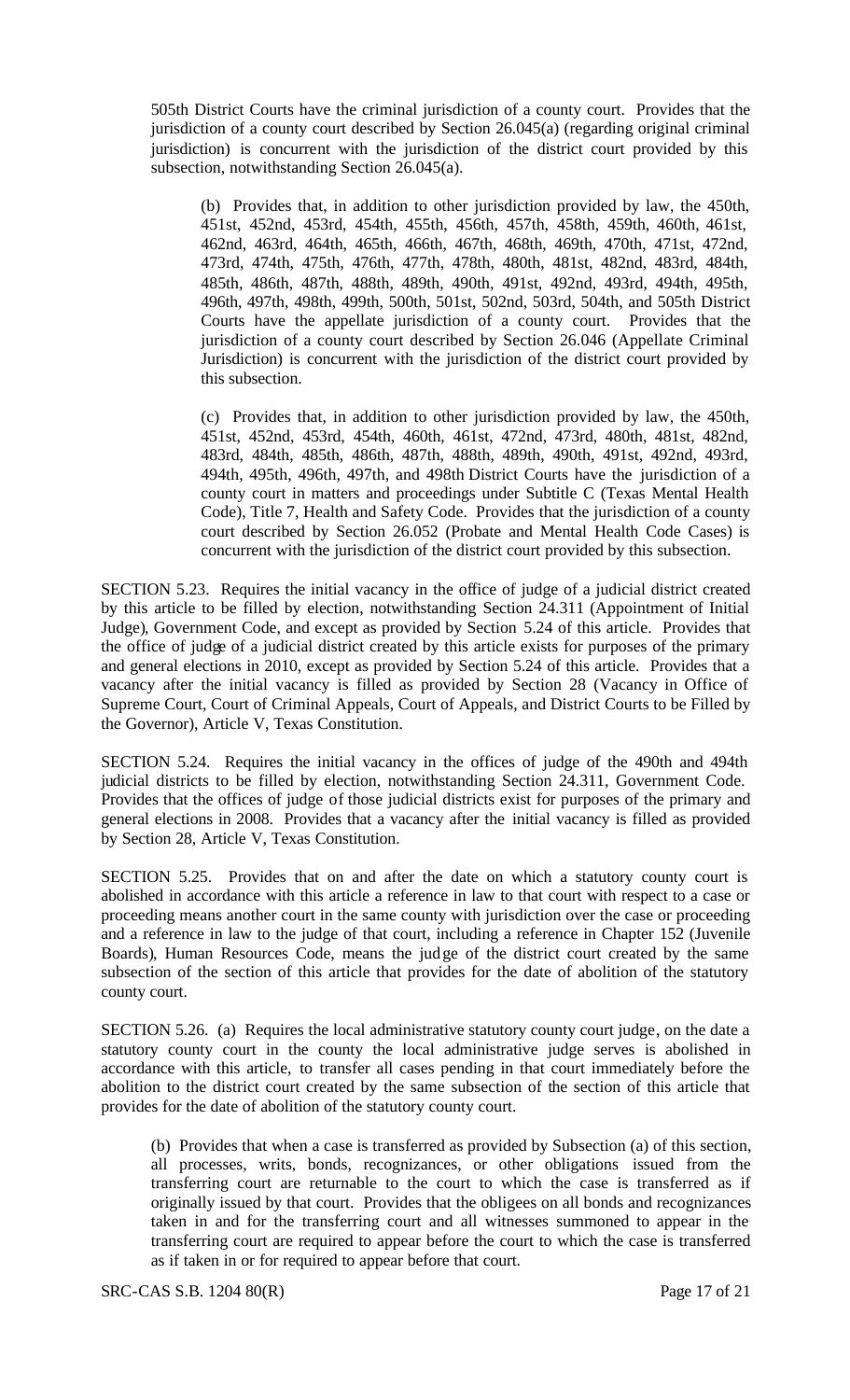505th District Courts have the criminal jurisdiction of a county court. Provides that the jurisdiction of a county court described by Section 26.045(a) (regarding original criminal jurisdiction) is concurrent with the jurisdiction of the district court provided by this subsection, notwithstanding Section 26.045(a).

(b) Provides that, in addition to other jurisdiction provided by law, the 450th, 451st, 452nd, 453rd, 454th, 455th, 456th, 457th, 458th, 459th, 460th, 461st, 462nd, 463rd, 464th, 465th, 466th, 467th, 468th, 469th, 470th, 471st, 472nd, 473rd, 474th, 475th, 476th, 477th, 478th, 480th, 481st, 482nd, 483rd, 484th, 485th, 486th, 487th, 488th, 489th, 490th, 491st, 492nd, 493rd, 494th, 495th, 496th, 497th, 498th, 499th, 500th, 501st, 502nd, 503rd, 504th, and 505th District Courts have the appellate jurisdiction of a county court. Provides that the jurisdiction of a county court described by Section 26.046 (Appellate Criminal Jurisdiction) is concurrent with the jurisdiction of the district court provided by this subsection.

(c) Provides that, in addition to other jurisdiction provided by law, the 450th, 451st, 452nd, 453rd, 454th, 460th, 461st, 472nd, 473rd, 480th, 481st, 482nd, 483rd, 484th, 485th, 486th, 487th, 488th, 489th, 490th, 491st, 492nd, 493rd, 494th, 495th, 496th, 497th, and 498th District Courts have the jurisdiction of a county court in matters and proceedings under Subtitle C (Texas Mental Health Code), Title 7, Health and Safety Code. Provides that the jurisdiction of a county court described by Section 26.052 (Probate and Mental Health Code Cases) is concurrent with the jurisdiction of the district court provided by this subsection.

SECTION 5.23. Requires the initial vacancy in the office of judge of a judicial district created by this article to be filled by election, notwithstanding Section 24.311 (Appointment of Initial Judge), Government Code, and except as provided by Section 5.24 of this article. Provides that the office of judge of a judicial district created by this article exists for purposes of the primary and general elections in 2010, except as provided by Section 5.24 of this article. Provides that a vacancy after the initial vacancy is filled as provided by Section 28 (Vacancy in Office of Supreme Court, Court of Criminal Appeals, Court of Appeals, and District Courts to be Filled by the Governor), Article V, Texas Constitution.

SECTION 5.24. Requires the initial vacancy in the offices of judge of the 490th and 494th judicial districts to be filled by election, notwithstanding Section 24.311, Government Code. Provides that the offices of judge of those judicial districts exist for purposes of the primary and general elections in 2008. Provides that a vacancy after the initial vacancy is filled as provided by Section 28, Article V, Texas Constitution.

SECTION 5.25. Provides that on and after the date on which a statutory county court is abolished in accordance with this article a reference in law to that court with respect to a case or proceeding means another court in the same county with jurisdiction over the case or proceeding and a reference in law to the judge of that court, including a reference in Chapter 152 (Juvenile Boards), Human Resources Code, means the judge of the district court created by the same subsection of the section of this article that provides for the date of abolition of the statutory county court.

SECTION 5.26. (a) Requires the local administrative statutory county court judge, on the date a statutory county court in the county the local administrative judge serves is abolished in accordance with this article, to transfer all cases pending in that court immediately before the abolition to the district court created by the same subsection of the section of this article that provides for the date of abolition of the statutory county court.

(b) Provides that when a case is transferred as provided by Subsection (a) of this section, all processes, writs, bonds, recognizances, or other obligations issued from the transferring court are returnable to the court to which the case is transferred as if originally issued by that court. Provides that the obligees on all bonds and recognizances taken in and for the transferring court and all witnesses summoned to appear in the transferring court are required to appear before the court to which the case is transferred as if taken in or for required to appear before that court.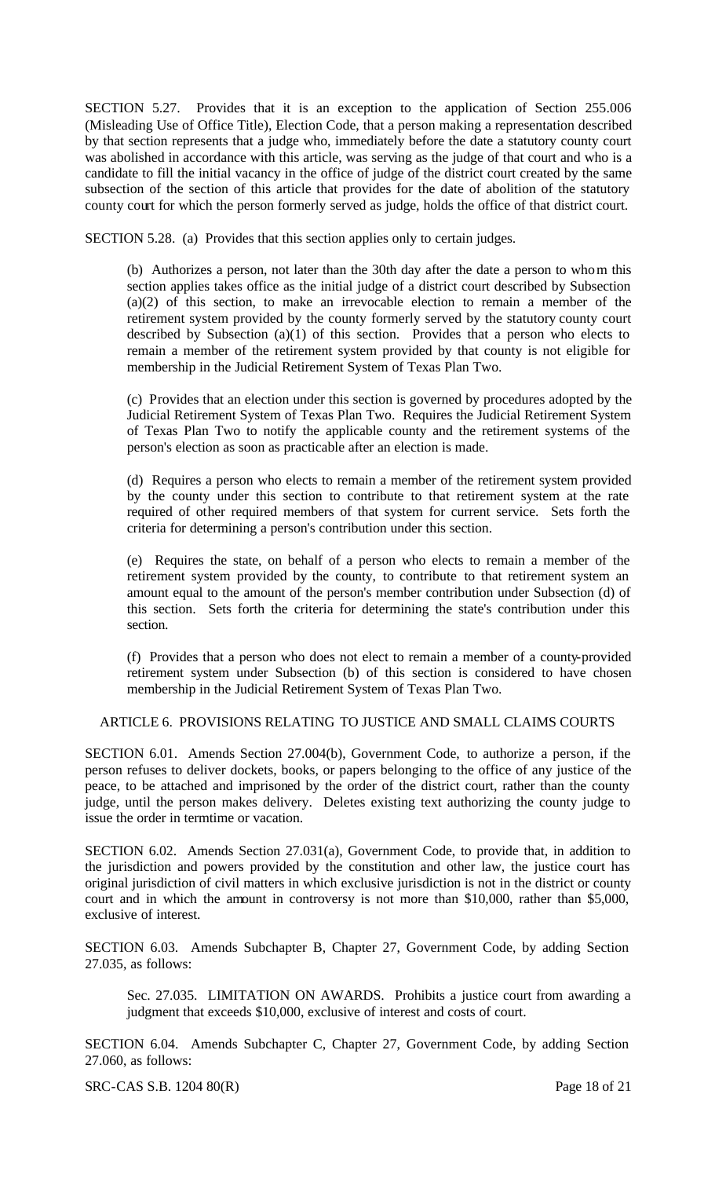SECTION 5.27. Provides that it is an exception to the application of Section 255.006 (Misleading Use of Office Title), Election Code, that a person making a representation described by that section represents that a judge who, immediately before the date a statutory county court was abolished in accordance with this article, was serving as the judge of that court and who is a candidate to fill the initial vacancy in the office of judge of the district court created by the same subsection of the section of this article that provides for the date of abolition of the statutory county court for which the person formerly served as judge, holds the office of that district court.

SECTION 5.28. (a) Provides that this section applies only to certain judges.

(b) Authorizes a person, not later than the 30th day after the date a person to whom this section applies takes office as the initial judge of a district court described by Subsection (a)(2) of this section, to make an irrevocable election to remain a member of the retirement system provided by the county formerly served by the statutory county court described by Subsection (a)(1) of this section. Provides that a person who elects to remain a member of the retirement system provided by that county is not eligible for membership in the Judicial Retirement System of Texas Plan Two.

(c) Provides that an election under this section is governed by procedures adopted by the Judicial Retirement System of Texas Plan Two. Requires the Judicial Retirement System of Texas Plan Two to notify the applicable county and the retirement systems of the person's election as soon as practicable after an election is made.

(d) Requires a person who elects to remain a member of the retirement system provided by the county under this section to contribute to that retirement system at the rate required of other required members of that system for current service. Sets forth the criteria for determining a person's contribution under this section.

(e) Requires the state, on behalf of a person who elects to remain a member of the retirement system provided by the county, to contribute to that retirement system an amount equal to the amount of the person's member contribution under Subsection (d) of this section. Sets forth the criteria for determining the state's contribution under this section.

(f) Provides that a person who does not elect to remain a member of a county-provided retirement system under Subsection (b) of this section is considered to have chosen membership in the Judicial Retirement System of Texas Plan Two.

ARTICLE 6. PROVISIONS RELATING TO JUSTICE AND SMALL CLAIMS COURTS

SECTION 6.01. Amends Section 27.004(b), Government Code, to authorize a person, if the person refuses to deliver dockets, books, or papers belonging to the office of any justice of the peace, to be attached and imprisoned by the order of the district court, rather than the county judge, until the person makes delivery. Deletes existing text authorizing the county judge to issue the order in termtime or vacation.

SECTION 6.02. Amends Section 27.031(a), Government Code, to provide that, in addition to the jurisdiction and powers provided by the constitution and other law, the justice court has original jurisdiction of civil matters in which exclusive jurisdiction is not in the district or county court and in which the amount in controversy is not more than $10,000, rather than $5,000, exclusive of interest.

SECTION 6.03. Amends Subchapter B, Chapter 27, Government Code, by adding Section 27.035, as follows:

Sec. 27.035. LIMITATION ON AWARDS. Prohibits a justice court from awarding a judgment that exceeds $10,000, exclusive of interest and costs of court.

SECTION 6.04. Amends Subchapter C, Chapter 27, Government Code, by adding Section 27.060, as follows: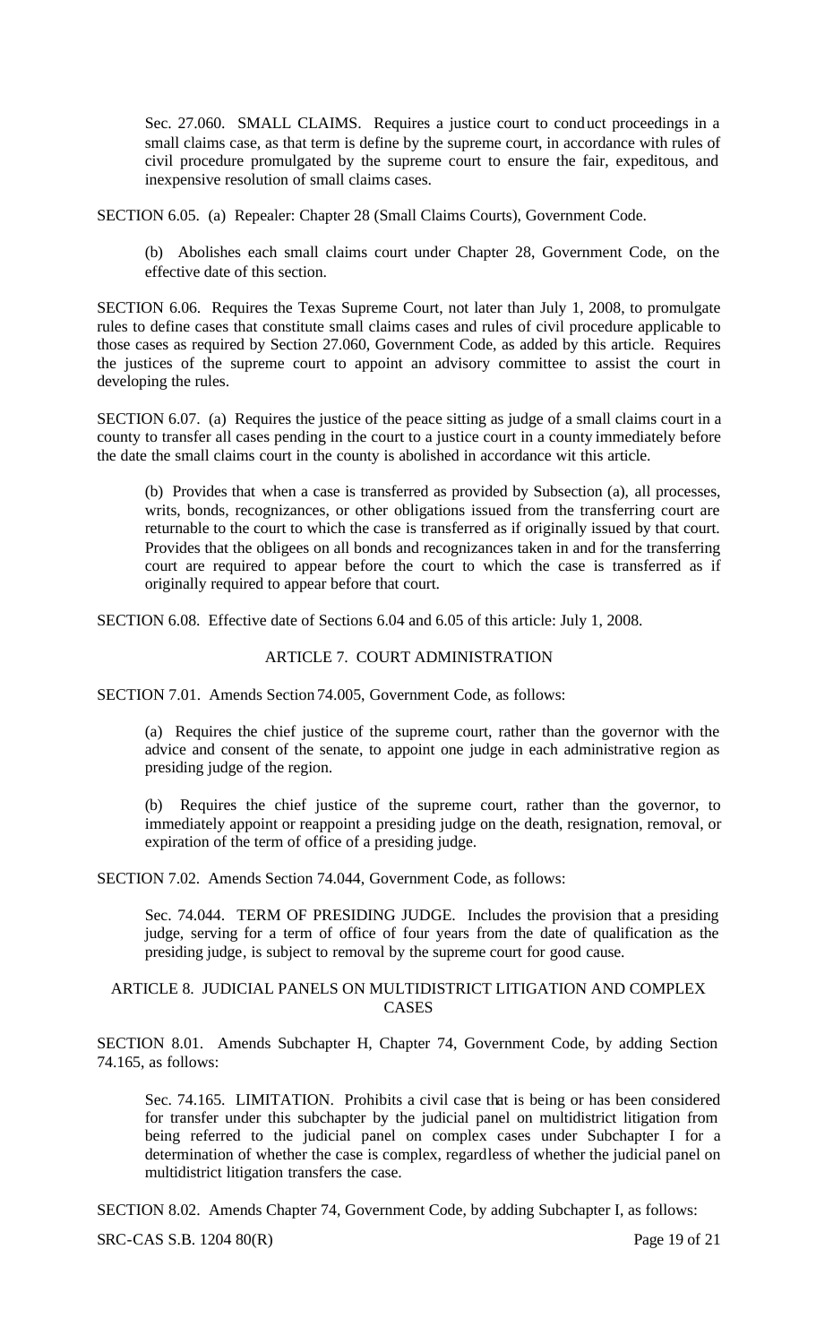Sec. 27.060. SMALL CLAIMS. Requires a justice court to conduct proceedings in a small claims case, as that term is define by the supreme court, in accordance with rules of civil procedure promulgated by the supreme court to ensure the fair, expeditous, and inexpensive resolution of small claims cases.

SECTION 6.05. (a) Repealer: Chapter 28 (Small Claims Courts), Government Code.

(b) Abolishes each small claims court under Chapter 28, Government Code, on the effective date of this section.

SECTION 6.06. Requires the Texas Supreme Court, not later than July 1, 2008, to promulgate rules to define cases that constitute small claims cases and rules of civil procedure applicable to those cases as required by Section 27.060, Government Code, as added by this article. Requires the justices of the supreme court to appoint an advisory committee to assist the court in developing the rules.

SECTION 6.07. (a) Requires the justice of the peace sitting as judge of a small claims court in a county to transfer all cases pending in the court to a justice court in a county immediately before the date the small claims court in the county is abolished in accordance wit this article.

(b) Provides that when a case is transferred as provided by Subsection (a), all processes, writs, bonds, recognizances, or other obligations issued from the transferring court are returnable to the court to which the case is transferred as if originally issued by that court. Provides that the obligees on all bonds and recognizances taken in and for the transferring court are required to appear before the court to which the case is transferred as if originally required to appear before that court.

SECTION 6.08. Effective date of Sections 6.04 and 6.05 of this article: July 1, 2008.

## ARTICLE 7. COURT ADMINISTRATION

SECTION 7.01. Amends Section 74.005, Government Code, as follows:

(a) Requires the chief justice of the supreme court, rather than the governor with the advice and consent of the senate, to appoint one judge in each administrative region as presiding judge of the region.

(b) Requires the chief justice of the supreme court, rather than the governor, to immediately appoint or reappoint a presiding judge on the death, resignation, removal, or expiration of the term of office of a presiding judge.

SECTION 7.02. Amends Section 74.044, Government Code, as follows:

Sec. 74.044. TERM OF PRESIDING JUDGE. Includes the provision that a presiding judge, serving for a term of office of four years from the date of qualification as the presiding judge, is subject to removal by the supreme court for good cause.

## ARTICLE 8. JUDICIAL PANELS ON MULTIDISTRICT LITIGATION AND COMPLEX CASES

SECTION 8.01. Amends Subchapter H, Chapter 74, Government Code, by adding Section 74.165, as follows:

Sec. 74.165. LIMITATION. Prohibits a civil case that is being or has been considered for transfer under this subchapter by the judicial panel on multidistrict litigation from being referred to the judicial panel on complex cases under Subchapter I for a determination of whether the case is complex, regardless of whether the judicial panel on multidistrict litigation transfers the case.

SECTION 8.02. Amends Chapter 74, Government Code, by adding Subchapter I, as follows: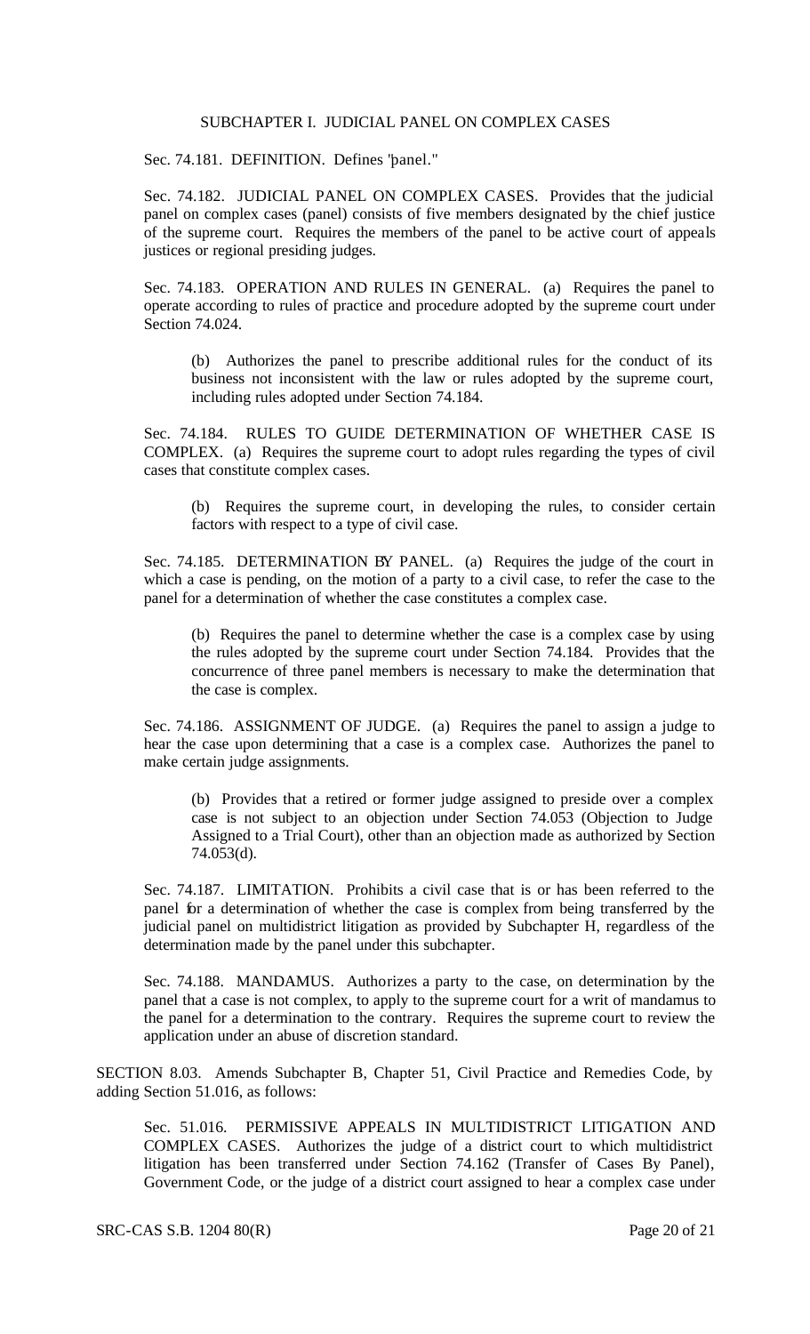SUBCHAPTER I. JUDICIAL PANEL ON COMPLEX CASES

Sec. 74.181. DEFINITION. Defines "panel."

Sec. 74.182. JUDICIAL PANEL ON COMPLEX CASES. Provides that the judicial panel on complex cases (panel) consists of five members designated by the chief justice of the supreme court. Requires the members of the panel to be active court of appeals justices or regional presiding judges.

Sec. 74.183. OPERATION AND RULES IN GENERAL. (a) Requires the panel to operate according to rules of practice and procedure adopted by the supreme court under Section 74.024.

(b) Authorizes the panel to prescribe additional rules for the conduct of its business not inconsistent with the law or rules adopted by the supreme court, including rules adopted under Section 74.184.

Sec. 74.184. RULES TO GUIDE DETERMINATION OF WHETHER CASE IS COMPLEX. (a) Requires the supreme court to adopt rules regarding the types of civil cases that constitute complex cases.

(b) Requires the supreme court, in developing the rules, to consider certain factors with respect to a type of civil case.

Sec. 74.185. DETERMINATION BY PANEL. (a) Requires the judge of the court in which a case is pending, on the motion of a party to a civil case, to refer the case to the panel for a determination of whether the case constitutes a complex case.

(b) Requires the panel to determine whether the case is a complex case by using the rules adopted by the supreme court under Section 74.184. Provides that the concurrence of three panel members is necessary to make the determination that the case is complex.

Sec. 74.186. ASSIGNMENT OF JUDGE. (a) Requires the panel to assign a judge to hear the case upon determining that a case is a complex case. Authorizes the panel to make certain judge assignments.

(b) Provides that a retired or former judge assigned to preside over a complex case is not subject to an objection under Section 74.053 (Objection to Judge Assigned to a Trial Court), other than an objection made as authorized by Section 74.053(d).

Sec. 74.187. LIMITATION. Prohibits a civil case that is or has been referred to the panel for a determination of whether the case is complex from being transferred by the judicial panel on multidistrict litigation as provided by Subchapter H, regardless of the determination made by the panel under this subchapter.

Sec. 74.188. MANDAMUS. Authorizes a party to the case, on determination by the panel that a case is not complex, to apply to the supreme court for a writ of mandamus to the panel for a determination to the contrary. Requires the supreme court to review the application under an abuse of discretion standard.

SECTION 8.03. Amends Subchapter B, Chapter 51, Civil Practice and Remedies Code, by adding Section 51.016, as follows:

Sec. 51.016. PERMISSIVE APPEALS IN MULTIDISTRICT LITIGATION AND COMPLEX CASES. Authorizes the judge of a district court to which multidistrict litigation has been transferred under Section 74.162 (Transfer of Cases By Panel), Government Code, or the judge of a district court assigned to hear a complex case under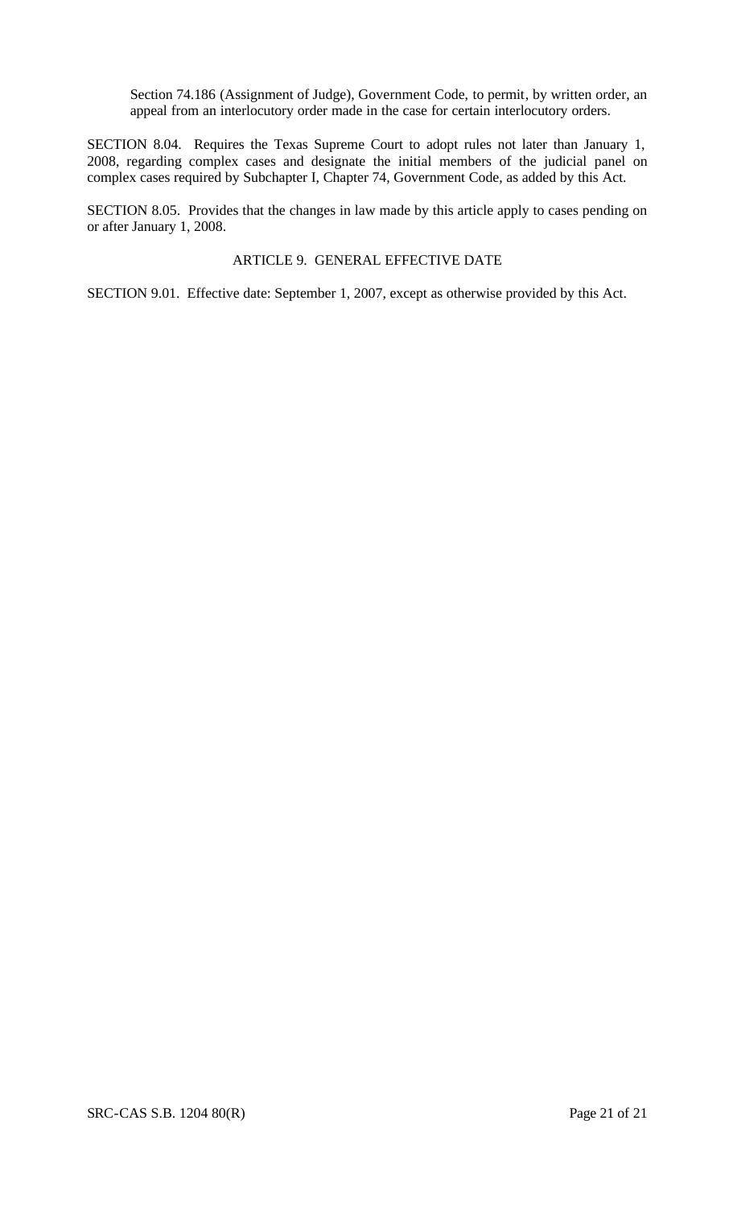Section 74.186 (Assignment of Judge), Government Code, to permit, by written order, an appeal from an interlocutory order made in the case for certain interlocutory orders.

SECTION 8.04. Requires the Texas Supreme Court to adopt rules not later than January 1, 2008, regarding complex cases and designate the initial members of the judicial panel on complex cases required by Subchapter I, Chapter 74, Government Code, as added by this Act.

SECTION 8.05. Provides that the changes in law made by this article apply to cases pending on or after January 1, 2008.

ARTICLE 9. GENERAL EFFECTIVE DATE

SECTION 9.01. Effective date: September 1, 2007, except as otherwise provided by this Act.